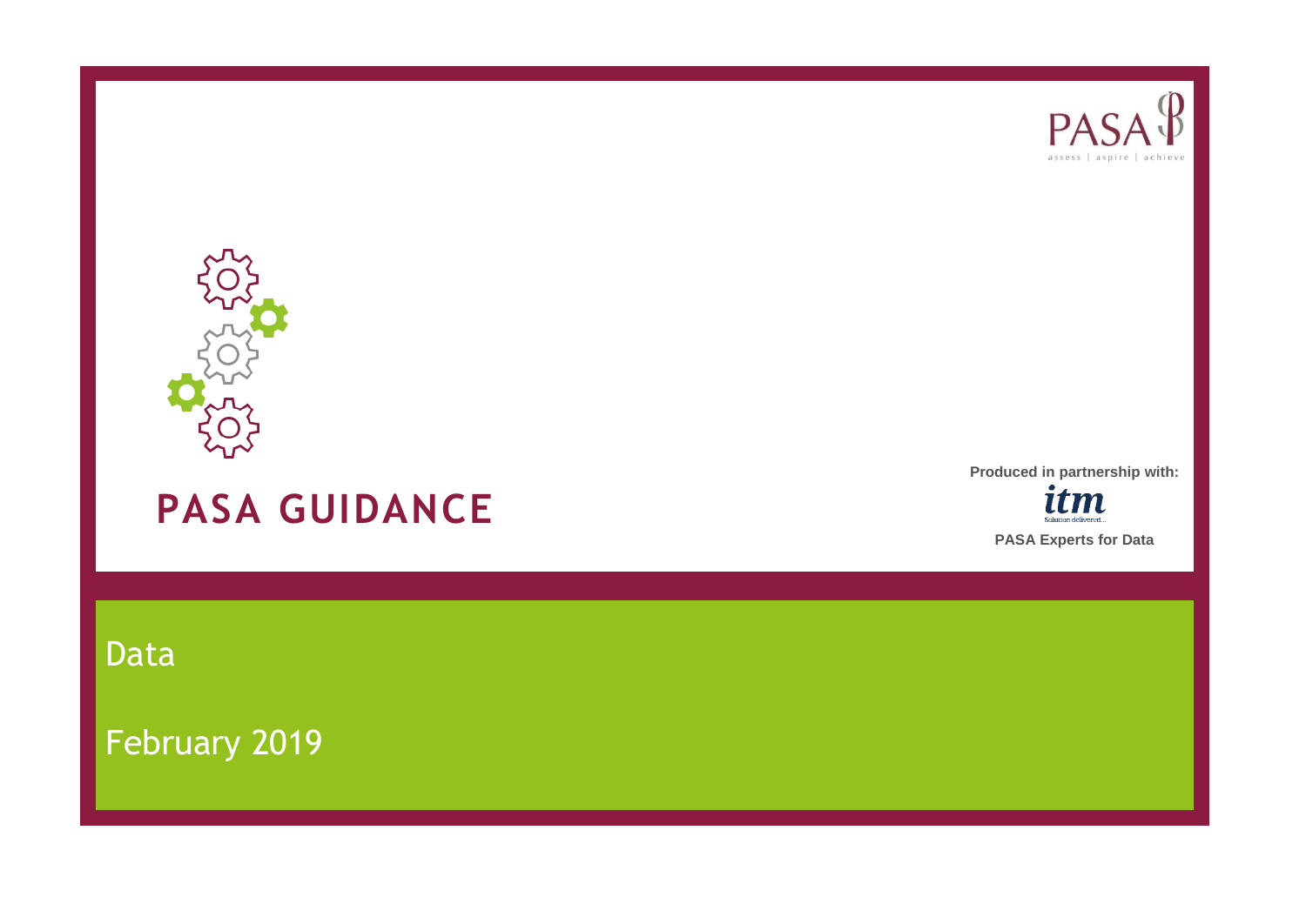PASA

assess | aspire | achieve

# PASA GUIDANCE

Produced in partnership with:

itm

Solution delivered...

PASA Experts for Data

Data

February 2019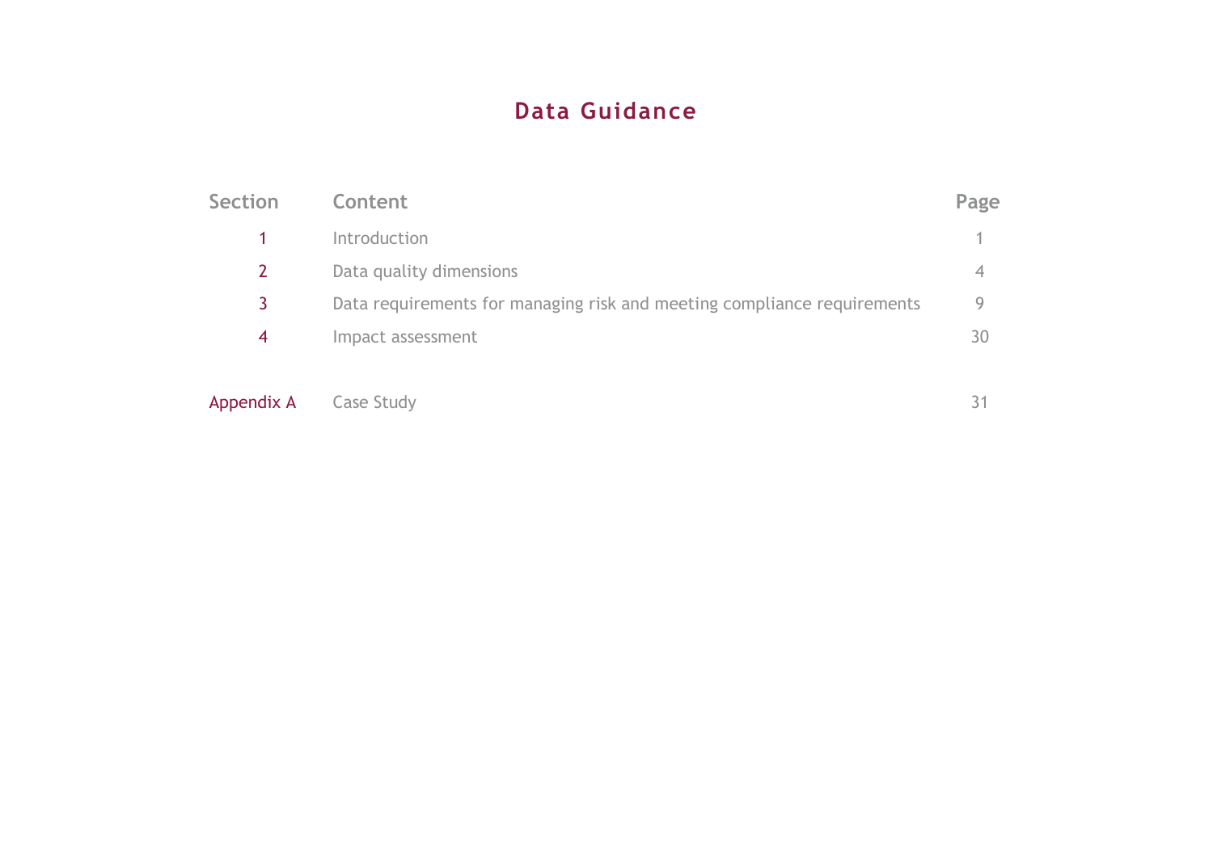# Data Guidance

| Section | Content | Page |
|---|---|---|
| 1 | Introduction | 1 |
| 2 | Data quality dimensions | 4 |
| 3 | Data requirements for managing risk and meeting compliance requirements | 9 |
| 4 | Impact assessment | 30 |
| Appendix A | Case Study | 31 |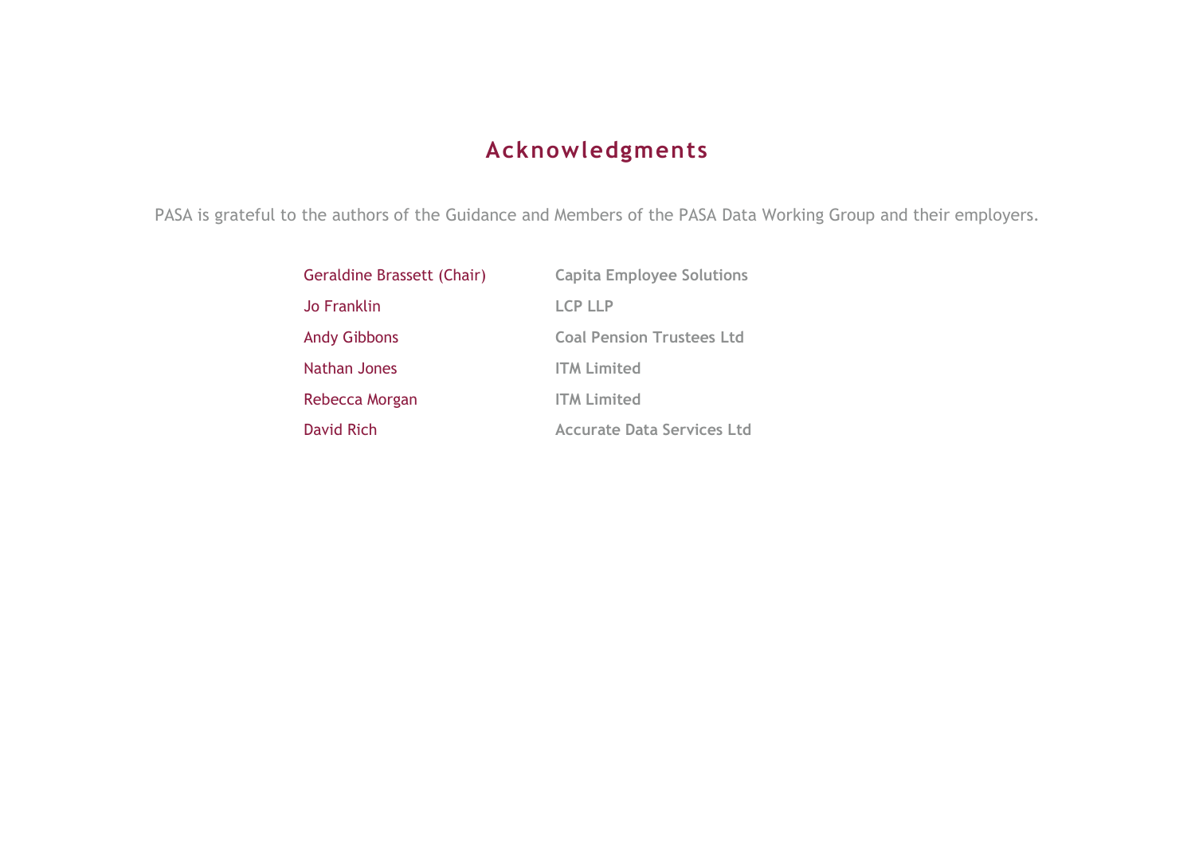# Acknowledgments

PASA is grateful to the authors of the Guidance and Members of the PASA Data Working Group and their employers.

| | |
|---|---|
| Geraldine Brassett (Chair) | **Capita Employee Solutions** |
| Jo Franklin | **LCP LLP** |
| Andy Gibbons | **Coal Pension Trustees Ltd** |
| Nathan Jones | **ITM Limited** |
| Rebecca Morgan | **ITM Limited** |
| David Rich | **Accurate Data Services Ltd** |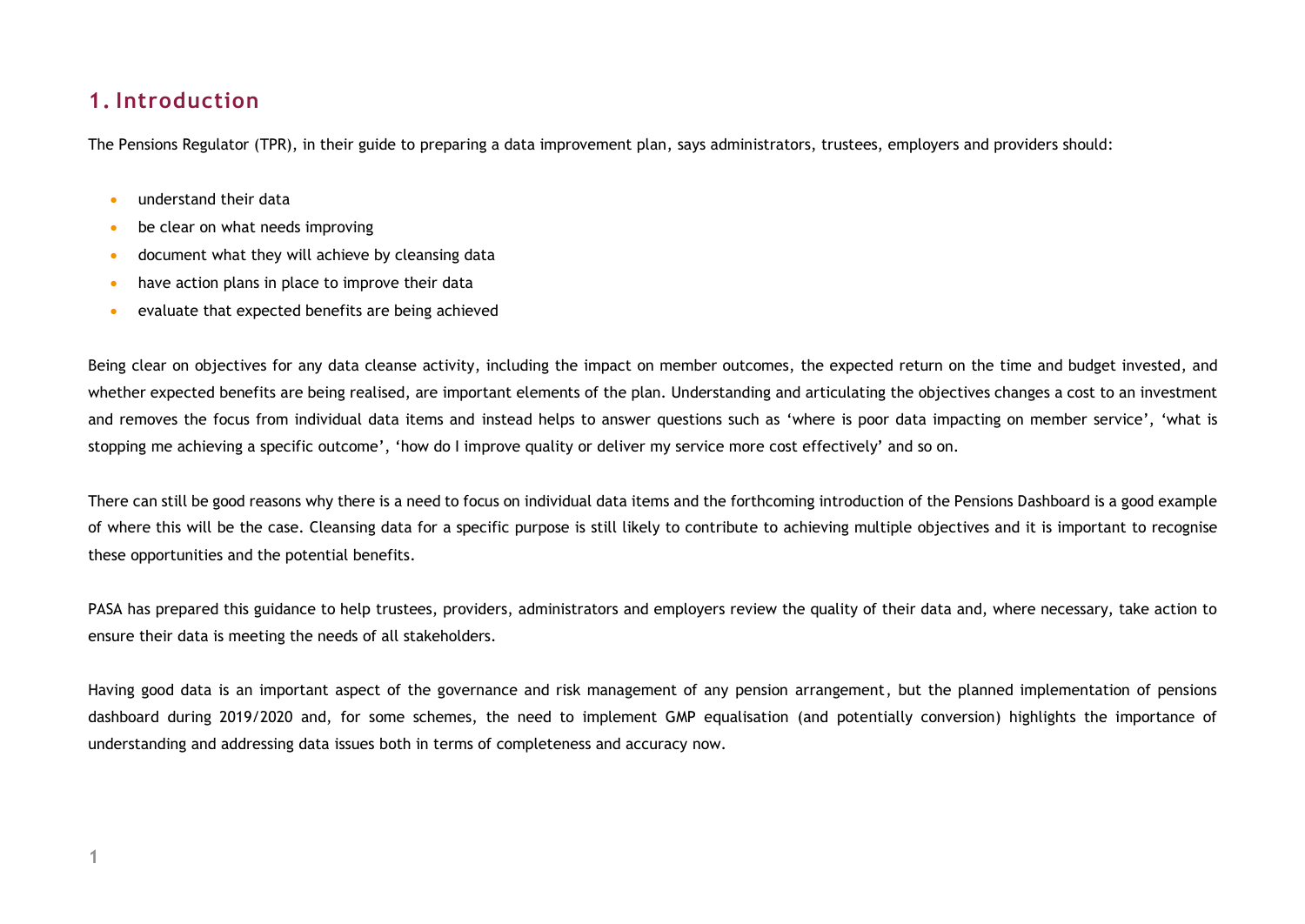## 1. Introduction

The Pensions Regulator (TPR), in their guide to preparing a data improvement plan, says administrators, trustees, employers and providers should:

- understand their data
- be clear on what needs improving
- document what they will achieve by cleansing data
- have action plans in place to improve their data
- evaluate that expected benefits are being achieved

Being clear on objectives for any data cleanse activity, including the impact on member outcomes, the expected return on the time and budget invested, and whether expected benefits are being realised, are important elements of the plan. Understanding and articulating the objectives changes a cost to an investment and removes the focus from individual data items and instead helps to answer questions such as 'where is poor data impacting on member service', 'what is stopping me achieving a specific outcome', 'how do I improve quality or deliver my service more cost effectively' and so on.

There can still be good reasons why there is a need to focus on individual data items and the forthcoming introduction of the Pensions Dashboard is a good example of where this will be the case. Cleansing data for a specific purpose is still likely to contribute to achieving multiple objectives and it is important to recognise these opportunities and the potential benefits.

PASA has prepared this guidance to help trustees, providers, administrators and employers review the quality of their data and, where necessary, take action to ensure their data is meeting the needs of all stakeholders.

Having good data is an important aspect of the governance and risk management of any pension arrangement, but the planned implementation of pensions dashboard during 2019/2020 and, for some schemes, the need to implement GMP equalisation (and potentially conversion) highlights the importance of understanding and addressing data issues both in terms of completeness and accuracy now.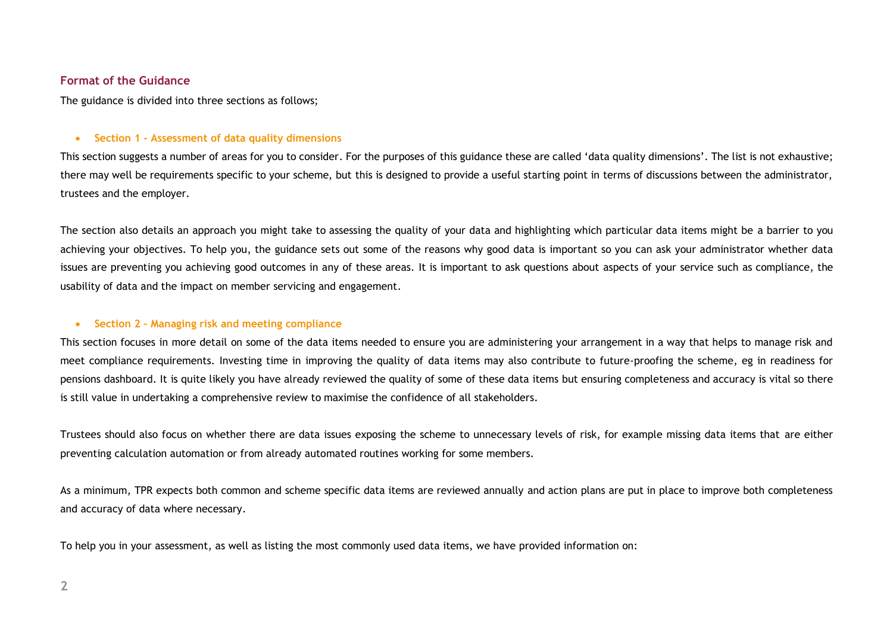## Format of the Guidance

The guidance is divided into three sections as follows;

- **Section 1 – Assessment of data quality dimensions**

This section suggests a number of areas for you to consider. For the purposes of this guidance these are called 'data quality dimensions'. The list is not exhaustive; there may well be requirements specific to your scheme, but this is designed to provide a useful starting point in terms of discussions between the administrator, trustees and the employer.

The section also details an approach you might take to assessing the quality of your data and highlighting which particular data items might be a barrier to you achieving your objectives. To help you, the guidance sets out some of the reasons why good data is important so you can ask your administrator whether data issues are preventing you achieving good outcomes in any of these areas. It is important to ask questions about aspects of your service such as compliance, the usability of data and the impact on member servicing and engagement.

- **Section 2 – Managing risk and meeting compliance**

This section focuses in more detail on some of the data items needed to ensure you are administering your arrangement in a way that helps to manage risk and meet compliance requirements. Investing time in improving the quality of data items may also contribute to future-proofing the scheme, eg in readiness for pensions dashboard. It is quite likely you have already reviewed the quality of some of these data items but ensuring completeness and accuracy is vital so there is still value in undertaking a comprehensive review to maximise the confidence of all stakeholders.

Trustees should also focus on whether there are data issues exposing the scheme to unnecessary levels of risk, for example missing data items that are either preventing calculation automation or from already automated routines working for some members.

As a minimum, TPR expects both common and scheme specific data items are reviewed annually and action plans are put in place to improve both completeness and accuracy of data where necessary.

To help you in your assessment, as well as listing the most commonly used data items, we have provided information on: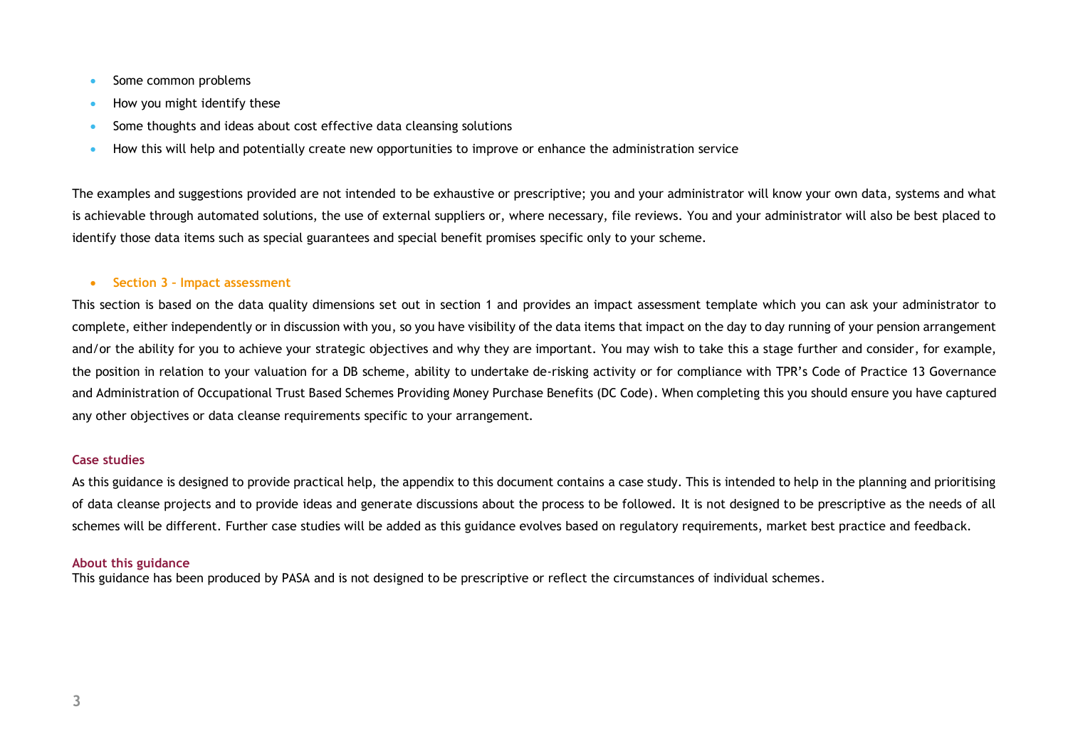- Some common problems
- How you might identify these
- Some thoughts and ideas about cost effective data cleansing solutions
- How this will help and potentially create new opportunities to improve or enhance the administration service

The examples and suggestions provided are not intended to be exhaustive or prescriptive; you and your administrator will know your own data, systems and what is achievable through automated solutions, the use of external suppliers or, where necessary, file reviews. You and your administrator will also be best placed to identify those data items such as special guarantees and special benefit promises specific only to your scheme.

- **Section 3 – Impact assessment**

This section is based on the data quality dimensions set out in section 1 and provides an impact assessment template which you can ask your administrator to complete, either independently or in discussion with you, so you have visibility of the data items that impact on the day to day running of your pension arrangement and/or the ability for you to achieve your strategic objectives and why they are important. You may wish to take this a stage further and consider, for example, the position in relation to your valuation for a DB scheme, ability to undertake de-risking activity or for compliance with TPR's Code of Practice 13 Governance and Administration of Occupational Trust Based Schemes Providing Money Purchase Benefits (DC Code). When completing this you should ensure you have captured any other objectives or data cleanse requirements specific to your arrangement.

### Case studies

As this guidance is designed to provide practical help, the appendix to this document contains a case study. This is intended to help in the planning and prioritising of data cleanse projects and to provide ideas and generate discussions about the process to be followed. It is not designed to be prescriptive as the needs of all schemes will be different. Further case studies will be added as this guidance evolves based on regulatory requirements, market best practice and feedback.

### About this guidance

This guidance has been produced by PASA and is not designed to be prescriptive or reflect the circumstances of individual schemes.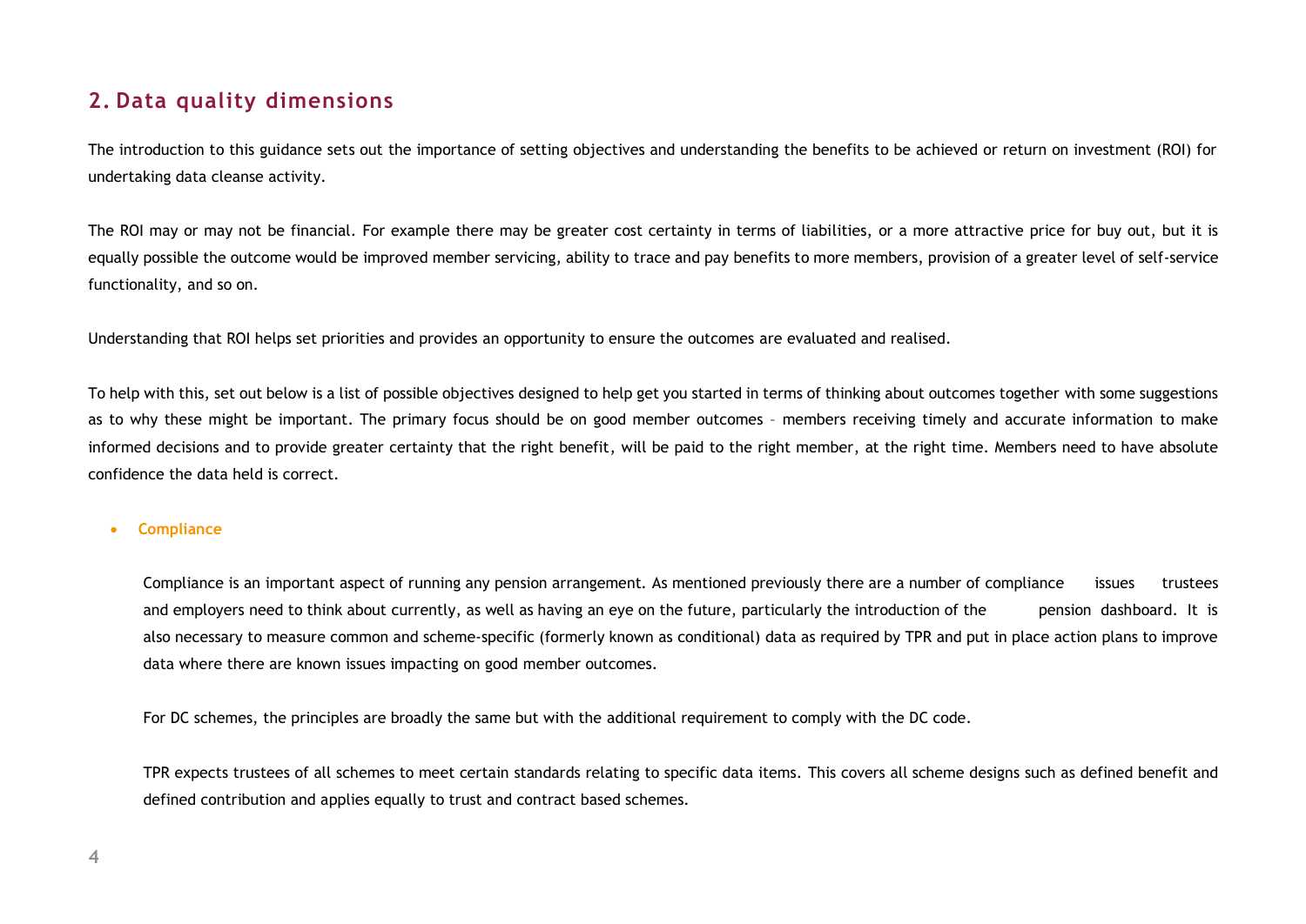## 2. Data quality dimensions

The introduction to this guidance sets out the importance of setting objectives and understanding the benefits to be achieved or return on investment (ROI) for undertaking data cleanse activity.

The ROI may or may not be financial. For example there may be greater cost certainty in terms of liabilities, or a more attractive price for buy out, but it is equally possible the outcome would be improved member servicing, ability to trace and pay benefits to more members, provision of a greater level of self-service functionality, and so on.

Understanding that ROI helps set priorities and provides an opportunity to ensure the outcomes are evaluated and realised.

To help with this, set out below is a list of possible objectives designed to help get you started in terms of thinking about outcomes together with some suggestions as to why these might be important. The primary focus should be on good member outcomes – members receiving timely and accurate information to make informed decisions and to provide greater certainty that the right benefit, will be paid to the right member, at the right time. Members need to have absolute confidence the data held is correct.

- **Compliance**

  Compliance is an important aspect of running any pension arrangement. As mentioned previously there are a number of compliance issues trustees and employers need to think about currently, as well as having an eye on the future, particularly the introduction of the pension dashboard. It is also necessary to measure common and scheme-specific (formerly known as conditional) data as required by TPR and put in place action plans to improve data where there are known issues impacting on good member outcomes.

  For DC schemes, the principles are broadly the same but with the additional requirement to comply with the DC code.

  TPR expects trustees of all schemes to meet certain standards relating to specific data items. This covers all scheme designs such as defined benefit and defined contribution and applies equally to trust and contract based schemes.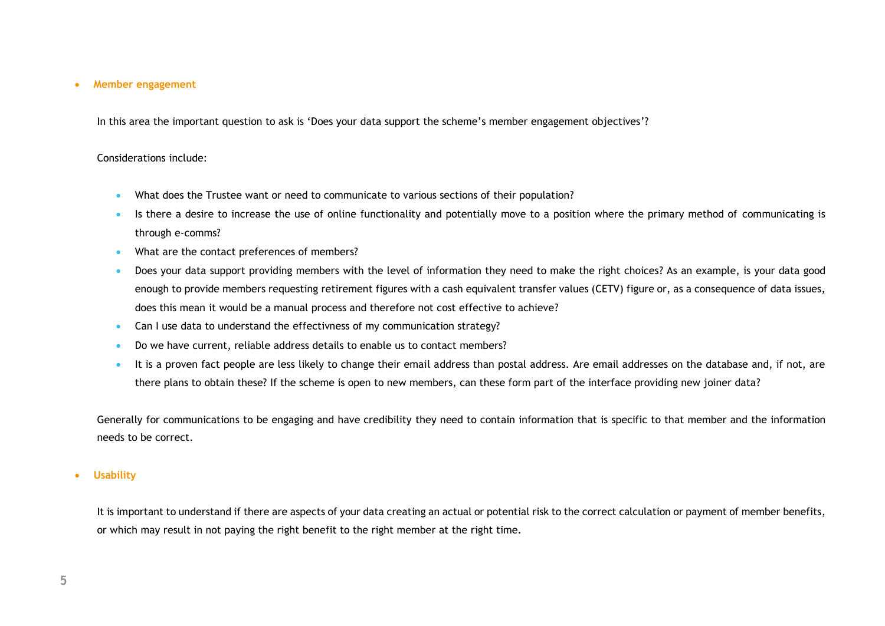- **Member engagement**

  In this area the important question to ask is 'Does your data support the scheme's member engagement objectives'?

  Considerations include:

  - What does the Trustee want or need to communicate to various sections of their population?
  - Is there a desire to increase the use of online functionality and potentially move to a position where the primary method of communicating is through e-comms?
  - What are the contact preferences of members?
  - Does your data support providing members with the level of information they need to make the right choices? As an example, is your data good enough to provide members requesting retirement figures with a cash equivalent transfer values (CETV) figure or, as a consequence of data issues, does this mean it would be a manual process and therefore not cost effective to achieve?
  - Can I use data to understand the effectivness of my communication strategy?
  - Do we have current, reliable address details to enable us to contact members?
  - It is a proven fact people are less likely to change their email address than postal address. Are email addresses on the database and, if not, are there plans to obtain these? If the scheme is open to new members, can these form part of the interface providing new joiner data?

  Generally for communications to be engaging and have credibility they need to contain information that is specific to that member and the information needs to be correct.

- **Usability**

  It is important to understand if there are aspects of your data creating an actual or potential risk to the correct calculation or payment of member benefits, or which may result in not paying the right benefit to the right member at the right time.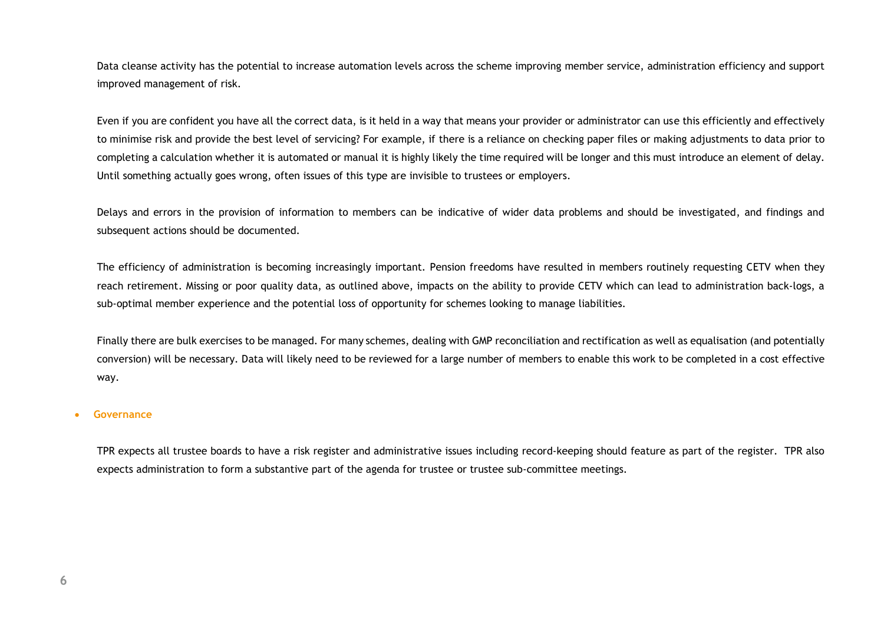Data cleanse activity has the potential to increase automation levels across the scheme improving member service, administration efficiency and support improved management of risk.

Even if you are confident you have all the correct data, is it held in a way that means your provider or administrator can use this efficiently and effectively to minimise risk and provide the best level of servicing? For example, if there is a reliance on checking paper files or making adjustments to data prior to completing a calculation whether it is automated or manual it is highly likely the time required will be longer and this must introduce an element of delay. Until something actually goes wrong, often issues of this type are invisible to trustees or employers.

Delays and errors in the provision of information to members can be indicative of wider data problems and should be investigated, and findings and subsequent actions should be documented.

The efficiency of administration is becoming increasingly important. Pension freedoms have resulted in members routinely requesting CETV when they reach retirement. Missing or poor quality data, as outlined above, impacts on the ability to provide CETV which can lead to administration back-logs, a sub-optimal member experience and the potential loss of opportunity for schemes looking to manage liabilities.

Finally there are bulk exercises to be managed. For many schemes, dealing with GMP reconciliation and rectification as well as equalisation (and potentially conversion) will be necessary. Data will likely need to be reviewed for a large number of members to enable this work to be completed in a cost effective way.

- **Governance**

TPR expects all trustee boards to have a risk register and administrative issues including record-keeping should feature as part of the register. TPR also expects administration to form a substantive part of the agenda for trustee or trustee sub-committee meetings.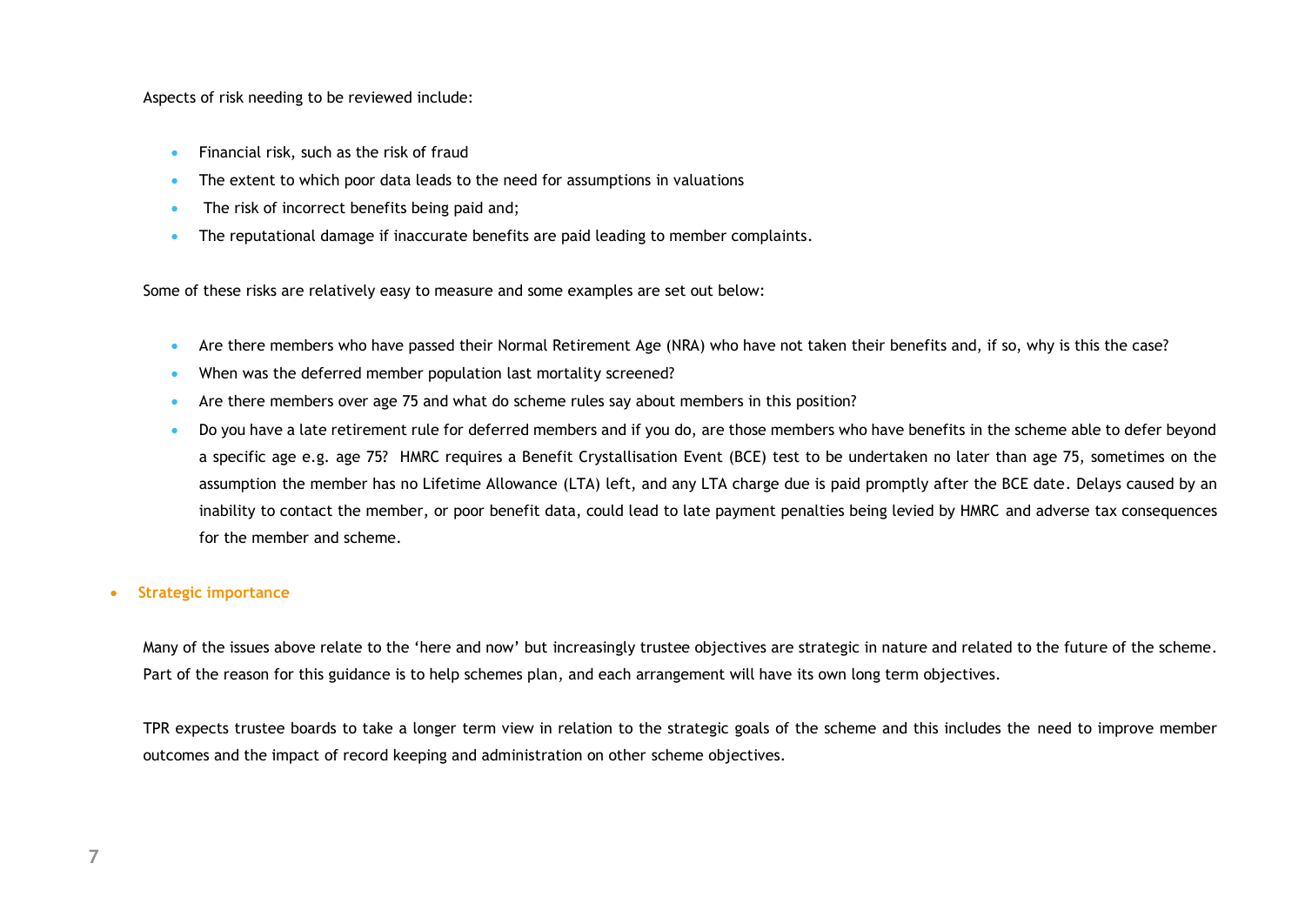Aspects of risk needing to be reviewed include:

- Financial risk, such as the risk of fraud
- The extent to which poor data leads to the need for assumptions in valuations
- The risk of incorrect benefits being paid and;
- The reputational damage if inaccurate benefits are paid leading to member complaints.

Some of these risks are relatively easy to measure and some examples are set out below:

- Are there members who have passed their Normal Retirement Age (NRA) who have not taken their benefits and, if so, why is this the case?
- When was the deferred member population last mortality screened?
- Are there members over age 75 and what do scheme rules say about members in this position?
- Do you have a late retirement rule for deferred members and if you do, are those members who have benefits in the scheme able to defer beyond a specific age e.g. age 75? HMRC requires a Benefit Crystallisation Event (BCE) test to be undertaken no later than age 75, sometimes on the assumption the member has no Lifetime Allowance (LTA) left, and any LTA charge due is paid promptly after the BCE date. Delays caused by an inability to contact the member, or poor benefit data, could lead to late payment penalties being levied by HMRC and adverse tax consequences for the member and scheme.

- **Strategic importance**

Many of the issues above relate to the 'here and now' but increasingly trustee objectives are strategic in nature and related to the future of the scheme. Part of the reason for this guidance is to help schemes plan, and each arrangement will have its own long term objectives.

TPR expects trustee boards to take a longer term view in relation to the strategic goals of the scheme and this includes the need to improve member outcomes and the impact of record keeping and administration on other scheme objectives.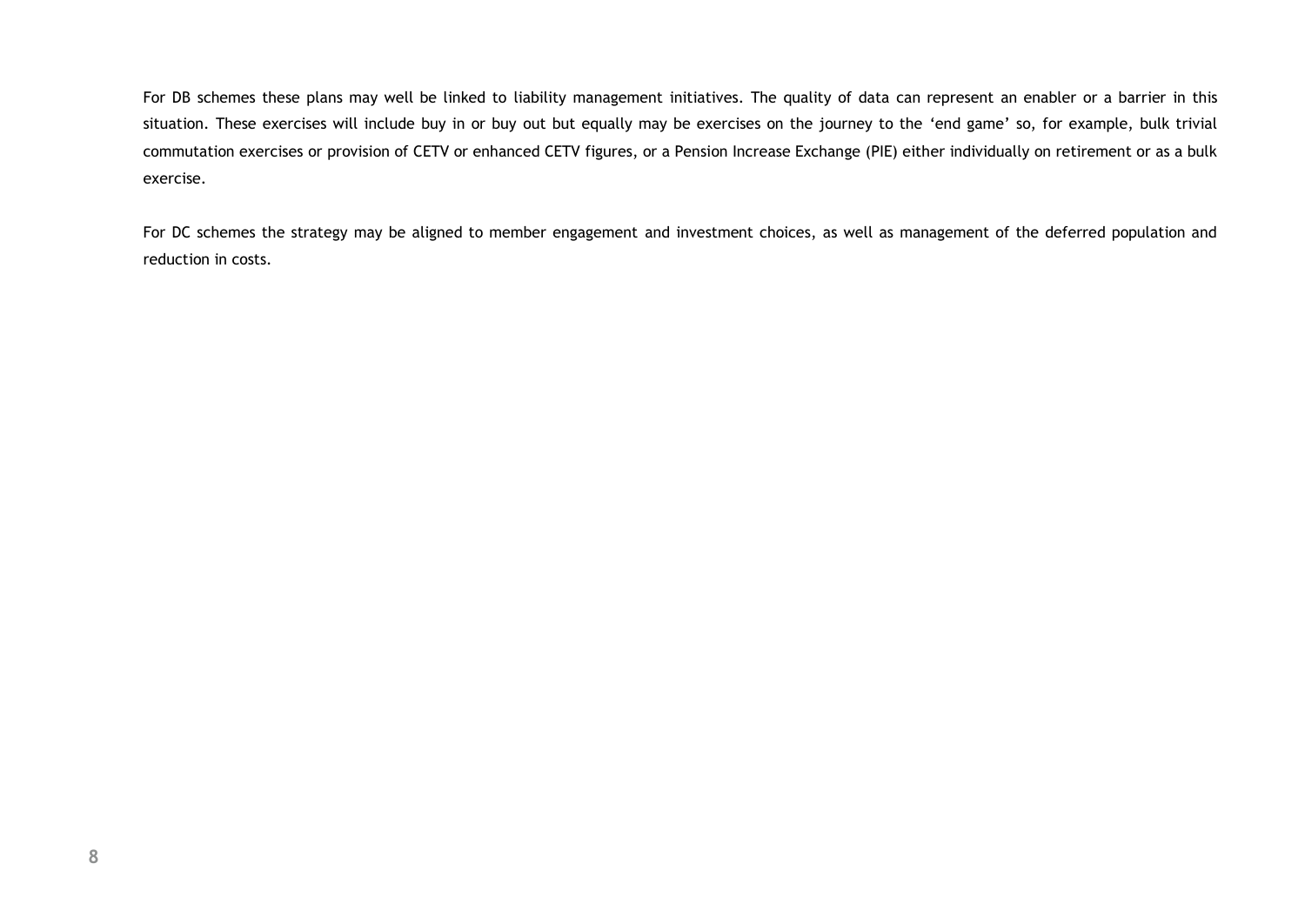For DB schemes these plans may well be linked to liability management initiatives. The quality of data can represent an enabler or a barrier in this situation. These exercises will include buy in or buy out but equally may be exercises on the journey to the 'end game' so, for example, bulk trivial commutation exercises or provision of CETV or enhanced CETV figures, or a Pension Increase Exchange (PIE) either individually on retirement or as a bulk exercise.

For DC schemes the strategy may be aligned to member engagement and investment choices, as well as management of the deferred population and reduction in costs.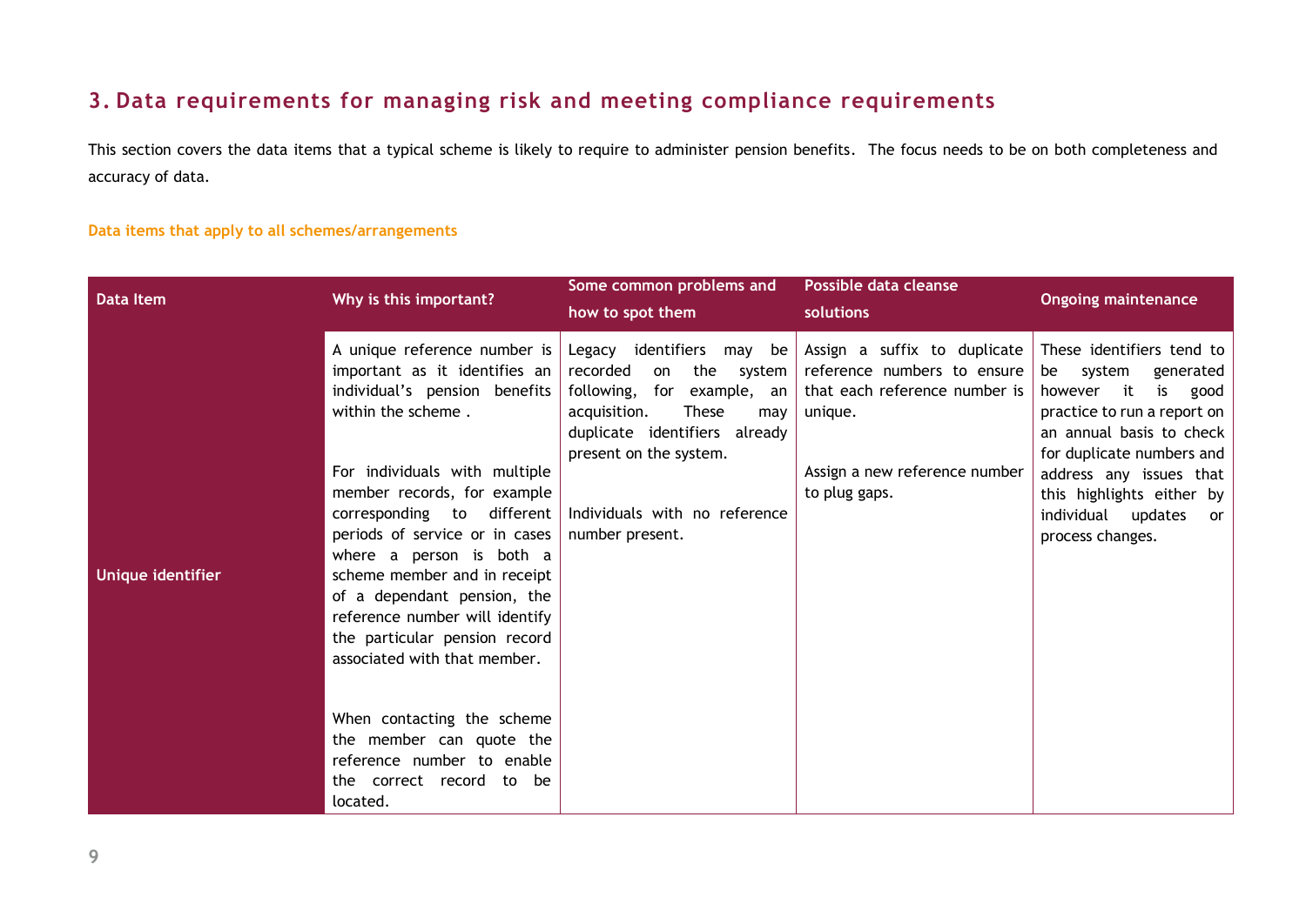## 3. Data requirements for managing risk and meeting compliance requirements

This section covers the data items that a typical scheme is likely to require to administer pension benefits. The focus needs to be on both completeness and accuracy of data.

### Data items that apply to all schemes/arrangements

| Data Item | Why is this important? | Some common problems and how to spot them | Possible data cleanse solutions | Ongoing maintenance |
| --- | --- | --- | --- | --- |
| **Unique identifier** | A unique reference number is important as it identifies an individual's pension benefits within the scheme .<br><br>For individuals with multiple member records, for example corresponding to different periods of service or in cases where a person is both a scheme member and in receipt of a dependant pension, the reference number will identify the particular pension record associated with that member.<br><br>When contacting the scheme the member can quote the reference number to enable the correct record to be located. | Legacy identifiers may be recorded on the system following, for example, an acquisition. These may duplicate identifiers already present on the system.<br><br>Individuals with no reference number present. | Assign a suffix to duplicate reference numbers to ensure that each reference number is unique.<br><br>Assign a new reference number to plug gaps. | These identifiers tend to be system generated however it is good practice to run a report on an annual basis to check for duplicate numbers and address any issues that this highlights either by individual updates or process changes. |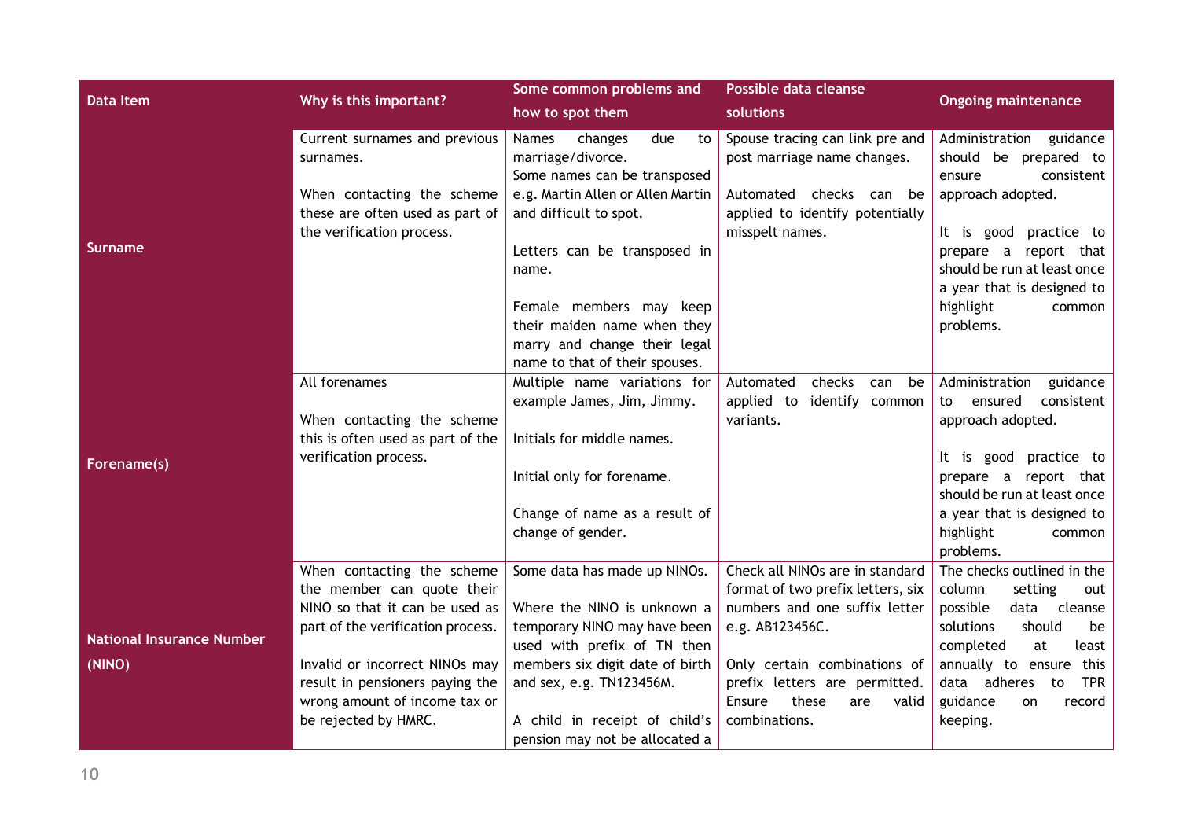| Data Item | Why is this important? | Some common problems and how to spot them | Possible data cleanse solutions | Ongoing maintenance |
| --- | --- | --- | --- | --- |
| **Surname** | Current surnames and previous surnames.<br><br>When contacting the scheme these are often used as part of the verification process. | Names changes due to marriage/divorce.<br>Some names can be transposed e.g. Martin Allen or Allen Martin and difficult to spot.<br><br>Letters can be transposed in name.<br><br>Female members may keep their maiden name when they marry and change their legal name to that of their spouses. | Spouse tracing can link pre and post marriage name changes.<br><br>Automated checks can be applied to identify potentially misspelt names. | Administration guidance should be prepared to ensure consistent approach adopted.<br><br>It is good practice to prepare a report that should be run at least once a year that is designed to highlight common problems. |
| **Forename(s)** | All forenames<br><br>When contacting the scheme this is often used as part of the verification process. | Multiple name variations for example James, Jim, Jimmy.<br><br>Initials for middle names.<br><br>Initial only for forename.<br><br>Change of name as a result of change of gender. | Automated checks can be applied to identify common variants. | Administration guidance to ensured consistent approach adopted.<br><br>It is good practice to prepare a report that should be run at least once a year that is designed to highlight common problems. |
| **National Insurance Number (NINO)** | When contacting the scheme the member can quote their NINO so that it can be used as part of the verification process.<br><br>Invalid or incorrect NINOs may result in pensioners paying the wrong amount of income tax or be rejected by HMRC. | Some data has made up NINOs.<br><br>Where the NINO is unknown a temporary NINO may have been used with prefix of TN then members six digit date of birth and sex, e.g. TN123456M.<br><br>A child in receipt of child's pension may not be allocated a | Check all NINOs are in standard format of two prefix letters, six numbers and one suffix letter e.g. AB123456C.<br><br>Only certain combinations of prefix letters are permitted. Ensure these are valid combinations. | The checks outlined in the column setting out possible data cleanse solutions should be completed at least annually to ensure this data adheres to TPR guidance on record keeping. |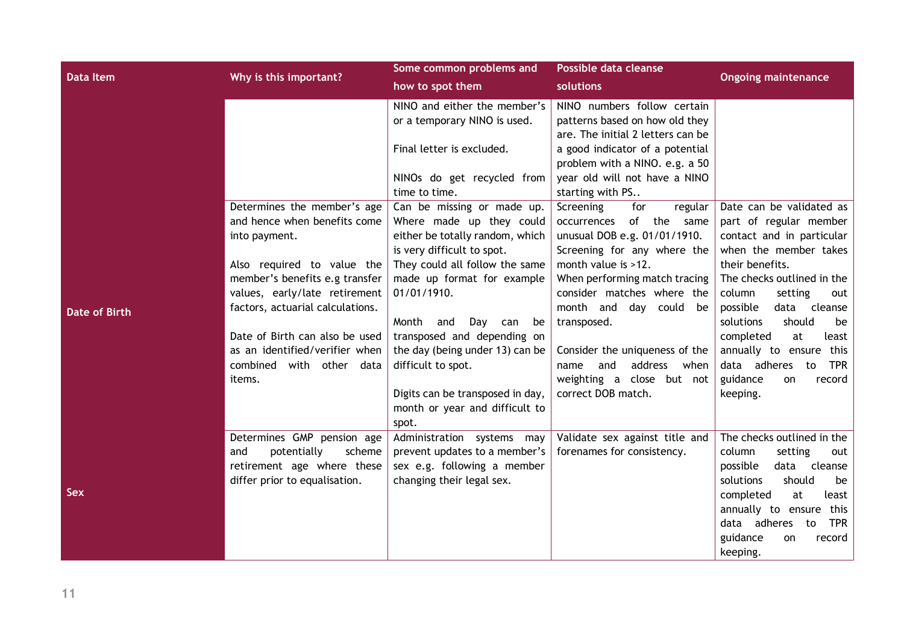| Data Item | Why is this important? | Some common problems and how to spot them | Possible data cleanse solutions | Ongoing maintenance |
|---|---|---|---|---|
| | | NINO and either the member's or a temporary NINO is used.<br><br>Final letter is excluded.<br><br>NINOs do get recycled from time to time. | NINO numbers follow certain patterns based on how old they are. The initial 2 letters can be a good indicator of a potential problem with a NINO. e.g. a 50 year old will not have a NINO starting with PS.. | |
| Date of Birth | Determines the member's age and hence when benefits come into payment.<br><br>Also required to value the member's benefits e.g transfer values, early/late retirement factors, actuarial calculations.<br><br>Date of Birth can also be used as an identified/verifier when combined with other data items. | Can be missing or made up. Where made up they could either be totally random, which is very difficult to spot.<br>They could all follow the same made up format for example 01/01/1910.<br><br>Month and Day can be transposed and depending on the day (being under 13) can be difficult to spot.<br><br>Digits can be transposed in day, month or year and difficult to spot. | Screening for regular occurrences of the same unusual DOB e.g. 01/01/1910.<br>Screening for any where the month value is >12.<br>When performing match tracing consider matches where the month and day could be transposed.<br><br>Consider the uniqueness of the name and address when weighting a close but not correct DOB match. | Date can be validated as part of regular member contact and in particular when the member takes their benefits.<br>The checks outlined in the column setting out possible data cleanse solutions should be completed at least annually to ensure this data adheres to TPR guidance on record keeping. |
| Sex | Determines GMP pension age and potentially scheme retirement age where these differ prior to equalisation. | Administration systems may prevent updates to a member's sex e.g. following a member changing their legal sex. | Validate sex against title and forenames for consistency. | The checks outlined in the column setting out possible data cleanse solutions should be completed at least annually to ensure this data adheres to TPR guidance on record keeping. |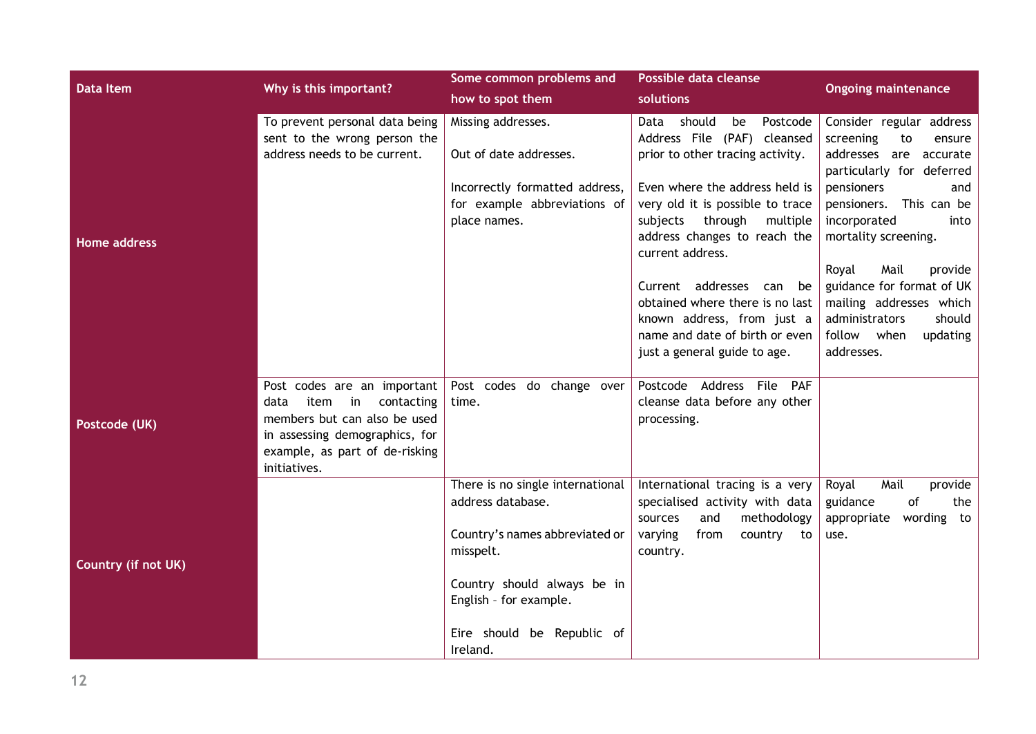| Data Item | Why is this important? | Some common problems and how to spot them | Possible data cleanse solutions | Ongoing maintenance |
| --- | --- | --- | --- | --- |
| Home address | To prevent personal data being sent to the wrong person the address needs to be current. | Missing addresses.<br><br>Out of date addresses.<br><br>Incorrectly formatted address, for example abbreviations of place names. | Data should be Postcode Address File (PAF) cleansed prior to other tracing activity.<br><br>Even where the address held is very old it is possible to trace subjects through multiple address changes to reach the current address.<br><br>Current addresses can be obtained where there is no last known address, from just a name and date of birth or even just a general guide to age. | Consider regular address screening to ensure addresses are accurate particularly for deferred pensioners and pensioners. This can be incorporated into mortality screening.<br><br>Royal Mail provide guidance for format of UK mailing addresses which administrators should follow when updating addresses. |
| Postcode (UK) | Post codes are an important data item in contacting members but can also be used in assessing demographics, for example, as part of de-risking initiatives. | Post codes do change over time. | Postcode Address File PAF cleanse data before any other processing. | |
| Country (if not UK) | | There is no single international address database.<br><br>Country's names abbreviated or misspelt.<br><br>Country should always be in English – for example.<br><br>Eire should be Republic of Ireland. | International tracing is a very specialised activity with data sources and methodology varying from country to country. | Royal Mail provide guidance of the appropriate wording to use. |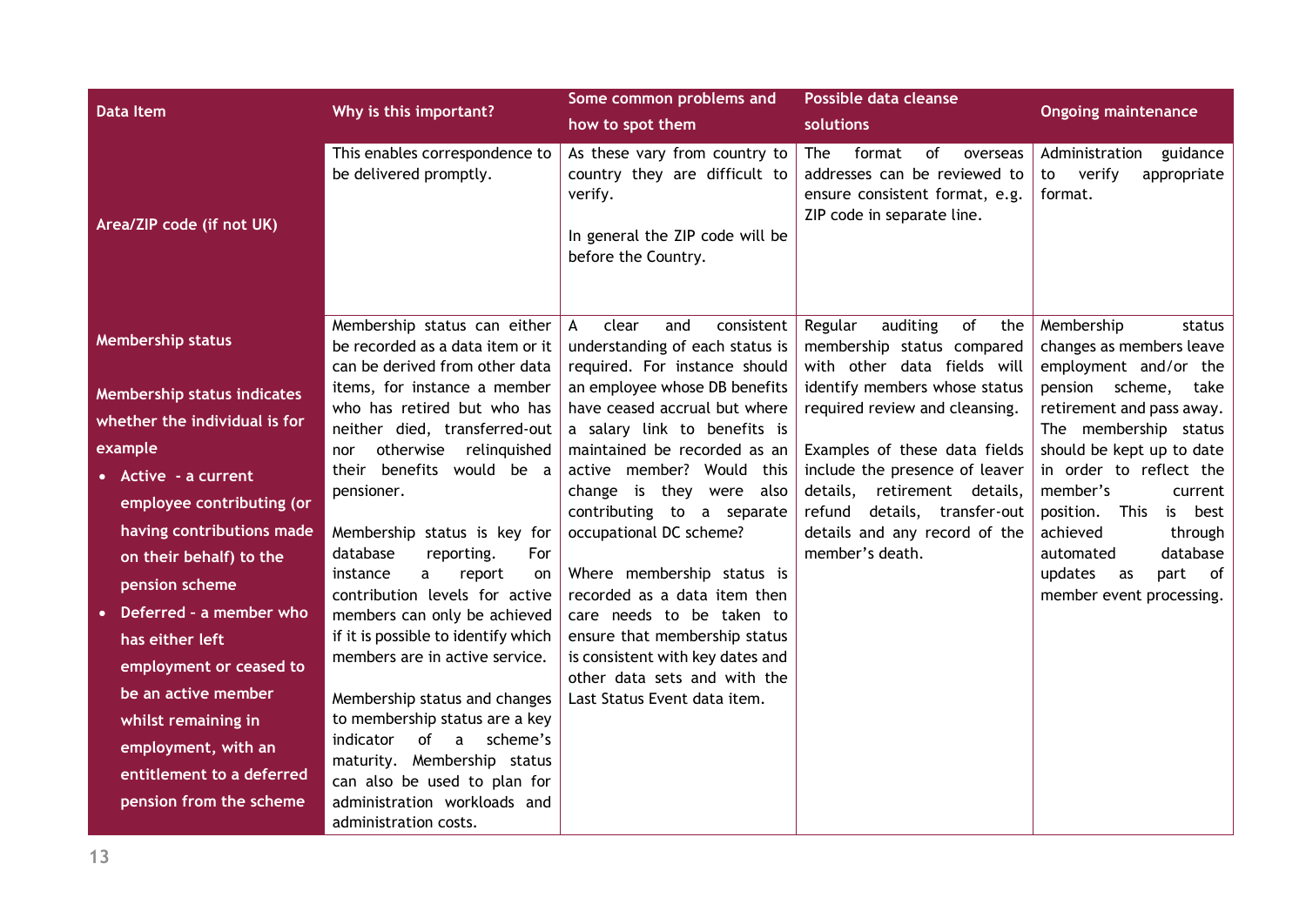| Data Item | Why is this important? | Some common problems and how to spot them | Possible data cleanse solutions | Ongoing maintenance |
|---|---|---|---|---|
| **Area/ZIP code (if not UK)** | This enables correspondence to be delivered promptly. | As these vary from country to country they are difficult to verify.<br><br>In general the ZIP code will be before the Country. | The format of overseas addresses can be reviewed to ensure consistent format, e.g. ZIP code in separate line. | Administration guidance to verify appropriate format. |
| **Membership status**<br><br>**Membership status indicates whether the individual is for example**<br>• **Active - a current employee contributing (or having contributions made on their behalf) to the pension scheme**<br>• **Deferred - a member who has either left employment or ceased to be an active member whilst remaining in employment, with an entitlement to a deferred pension from the scheme** | Membership status can either be recorded as a data item or it can be derived from other data items, for instance a member who has retired but who has neither died, transferred-out nor otherwise relinquished their benefits would be a pensioner.<br><br>Membership status is key for database reporting. For instance a report on contribution levels for active members can only be achieved if it is possible to identify which members are in active service.<br><br>Membership status and changes to membership status are a key indicator of a scheme's maturity. Membership status can also be used to plan for administration workloads and administration costs. | A clear and consistent understanding of each status is required. For instance should an employee whose DB benefits have ceased accrual but where a salary link to benefits is maintained be recorded as an active member? Would this change is they were also contributing to a separate occupational DC scheme?<br><br>Where membership status is recorded as a data item then care needs to be taken to ensure that membership status is consistent with key dates and other data sets and with the Last Status Event data item. | Regular auditing of the membership status compared with other data fields will identify members whose status required review and cleansing.<br><br>Examples of these data fields include the presence of leaver details, retirement details, refund details, transfer-out details and any record of the member's death. | Membership status changes as members leave employment and/or the pension scheme, take retirement and pass away. The membership status should be kept up to date in order to reflect the member's current position. This is best achieved through automated database updates as part of member event processing. |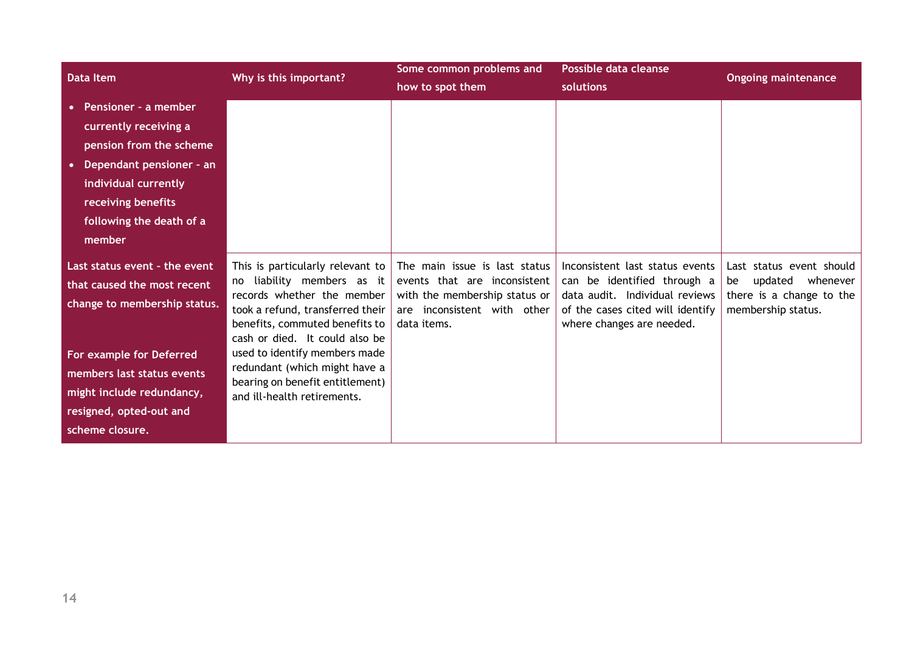| Data Item | Why is this important? | Some common problems and how to spot them | Possible data cleanse solutions | Ongoing maintenance |
|---|---|---|---|---|
| • Pensioner - a member currently receiving a pension from the scheme<br>• Dependant pensioner - an individual currently receiving benefits following the death of a member | | | | |
| Last status event - the event that caused the most recent change to membership status.<br><br>For example for Deferred members last status events might include redundancy, resigned, opted-out and scheme closure. | This is particularly relevant to no liability members as it records whether the member took a refund, transferred their benefits, commuted benefits to cash or died. It could also be used to identify members made redundant (which might have a bearing on benefit entitlement) and ill-health retirements. | The main issue is last status events that are inconsistent with the membership status or are inconsistent with other data items. | Inconsistent last status events can be identified through a data audit. Individual reviews of the cases cited will identify where changes are needed. | Last status event should be updated whenever there is a change to the membership status. |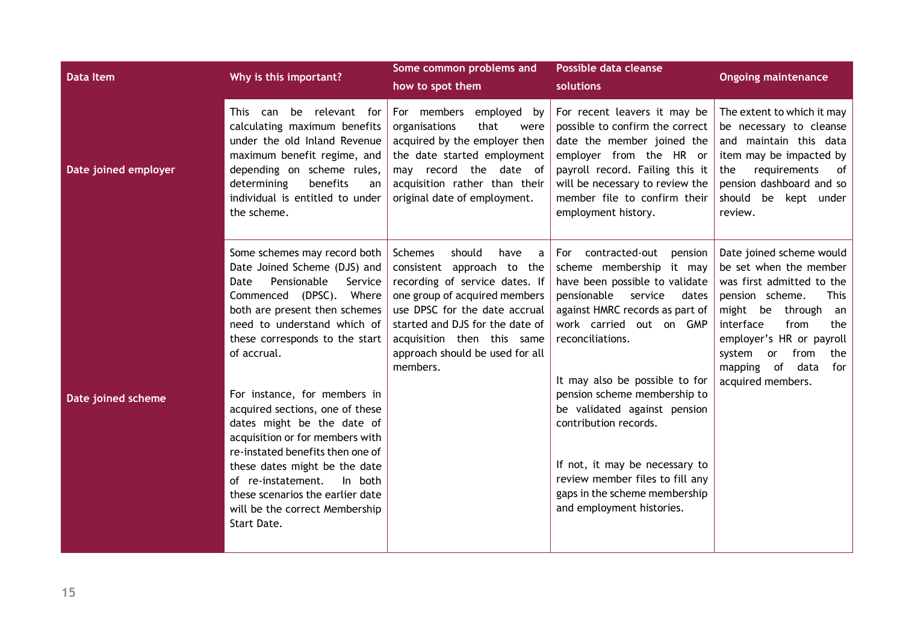| Data Item | Why is this important? | Some common problems and how to spot them | Possible data cleanse solutions | Ongoing maintenance |
|---|---|---|---|---|
| **Date joined employer** | This can be relevant for calculating maximum benefits under the old Inland Revenue maximum benefit regime, and depending on scheme rules, determining benefits an individual is entitled to under the scheme. | For members employed by organisations that were acquired by the employer then the date started employment may record the date of acquisition rather than their original date of employment. | For recent leavers it may be possible to confirm the correct date the member joined the employer from the HR or payroll record. Failing this it will be necessary to review the member file to confirm their employment history. | The extent to which it may be necessary to cleanse and maintain this data item may be impacted by the requirements of pension dashboard and so should be kept under review. |
| **Date joined scheme** | Some schemes may record both Date Joined Scheme (DJS) and Date Pensionable Service Commenced (DPSC). Where both are present then schemes need to understand which of these corresponds to the start of accrual.<br><br>For instance, for members in acquired sections, one of these dates might be the date of acquisition or for members with re-instated benefits then one of these dates might be the date of re-instatement. In both these scenarios the earlier date will be the correct Membership Start Date. | Schemes should have a consistent approach to the recording of service dates. If one group of acquired members use DPSC for the date accrual started and DJS for the date of acquisition then this same approach should be used for all members. | For contracted-out pension scheme membership it may have been possible to validate pensionable service dates against HMRC records as part of work carried out on GMP reconciliations.<br><br>It may also be possible to for pension scheme membership to be validated against pension contribution records.<br><br>If not, it may be necessary to review member files to fill any gaps in the scheme membership and employment histories. | Date joined scheme would be set when the member was first admitted to the pension scheme. This might be through an interface from the employer's HR or payroll system or from the mapping of data for acquired members. |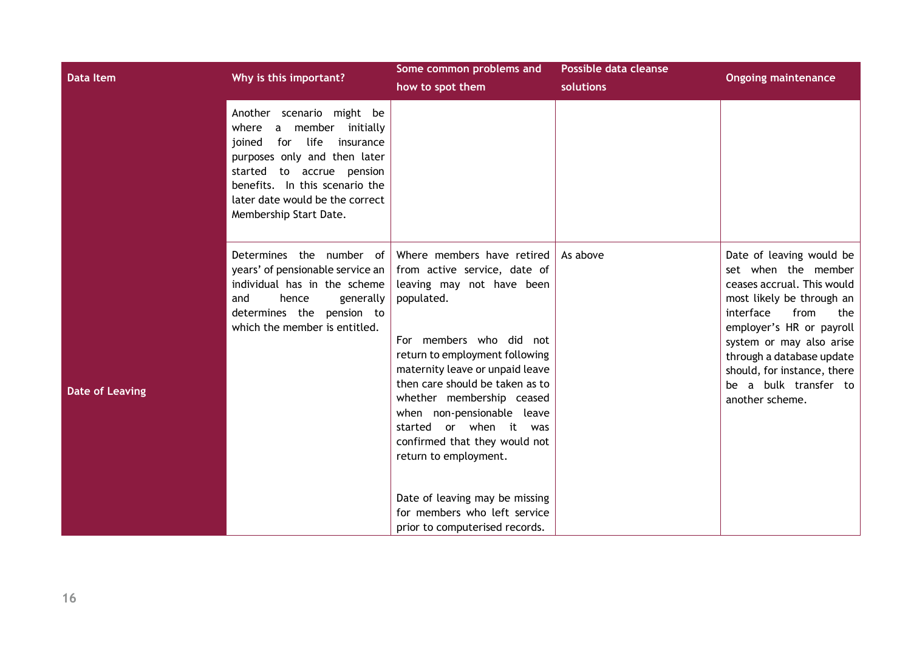| Data Item | Why is this important? | Some common problems and how to spot them | Possible data cleanse solutions | Ongoing maintenance |
|---|---|---|---|---|
| | Another scenario might be where a member initially joined for life insurance purposes only and then later started to accrue pension benefits. In this scenario the later date would be the correct Membership Start Date. | | | |
| **Date of Leaving** | Determines the number of years' of pensionable service an individual has in the scheme and hence generally determines the pension to which the member is entitled. | Where members have retired from active service, date of leaving may not have been populated.<br><br>For members who did not return to employment following maternity leave or unpaid leave then care should be taken as to whether membership ceased when non-pensionable leave started or when it was confirmed that they would not return to employment.<br><br>Date of leaving may be missing for members who left service prior to computerised records. | As above | Date of leaving would be set when the member ceases accrual. This would most likely be through an interface from the employer's HR or payroll system or may also arise through a database update should, for instance, there be a bulk transfer to another scheme. |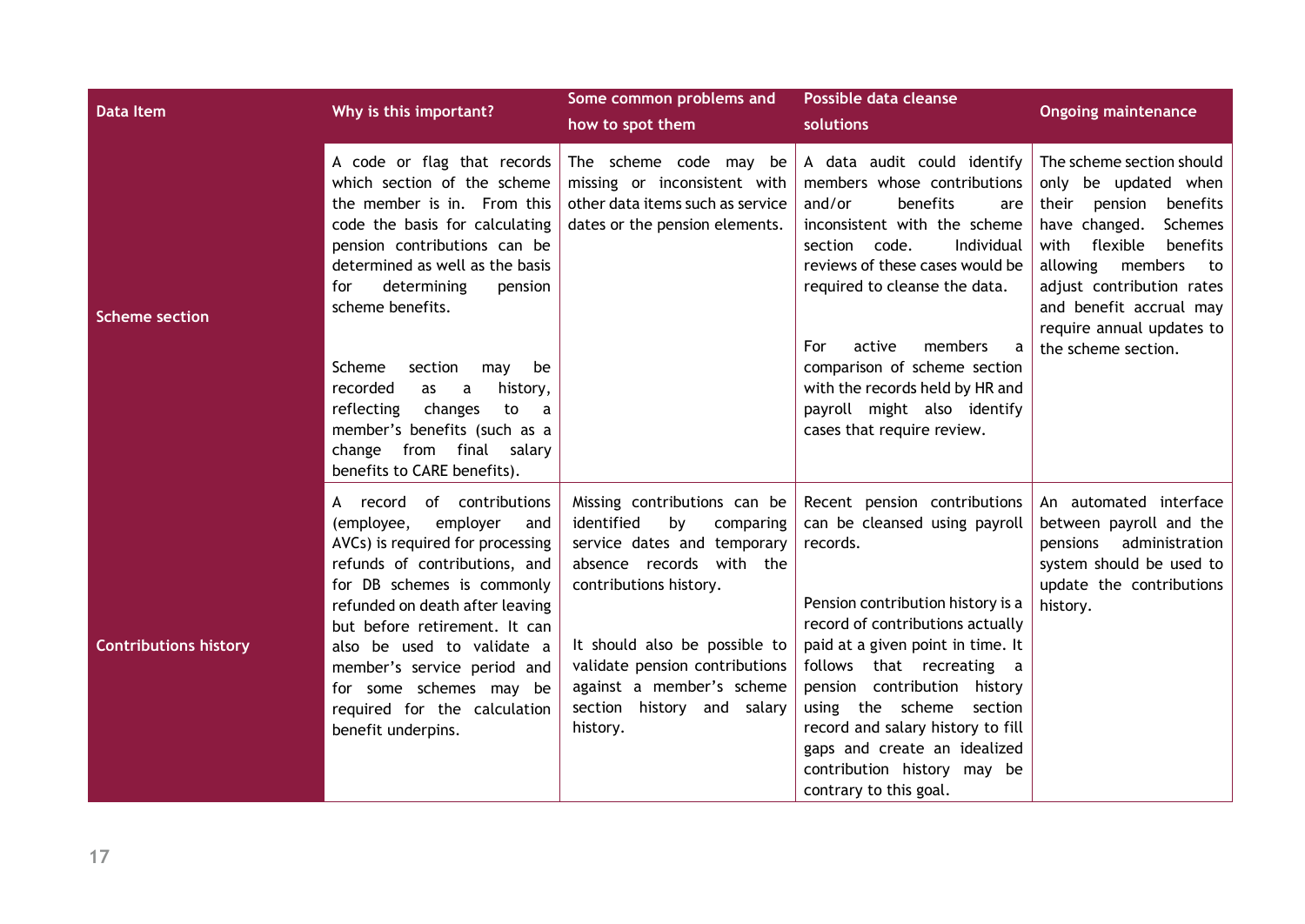| Data Item | Why is this important? | Some common problems and how to spot them | Possible data cleanse solutions | Ongoing maintenance |
| --- | --- | --- | --- | --- |
| **Scheme section** | A code or flag that records which section of the scheme the member is in. From this code the basis for calculating pension contributions can be determined as well as the basis for determining pension scheme benefits.<br><br>Scheme section may be recorded as a history, reflecting changes to a member's benefits (such as a change from final salary benefits to CARE benefits). | The scheme code may be missing or inconsistent with other data items such as service dates or the pension elements. | A data audit could identify members whose contributions and/or benefits are inconsistent with the scheme section code. Individual reviews of these cases would be required to cleanse the data.<br><br>For active members a comparison of scheme section with the records held by HR and payroll might also identify cases that require review. | The scheme section should only be updated when their pension benefits have changed. Schemes with flexible benefits allowing members to adjust contribution rates and benefit accrual may require annual updates to the scheme section. |
| **Contributions history** | A record of contributions (employee, employer and AVCs) is required for processing refunds of contributions, and for DB schemes is commonly refunded on death after leaving but before retirement. It can also be used to validate a member's service period and for some schemes may be required for the calculation benefit underpins. | Missing contributions can be identified by comparing service dates and temporary absence records with the contributions history.<br><br>It should also be possible to validate pension contributions against a member's scheme section history and salary history. | Recent pension contributions can be cleansed using payroll records.<br><br>Pension contribution history is a record of contributions actually paid at a given point in time. It follows that recreating a pension contribution history using the scheme section record and salary history to fill gaps and create an idealized contribution history may be contrary to this goal. | An automated interface between payroll and the pensions administration system should be used to update the contributions history. |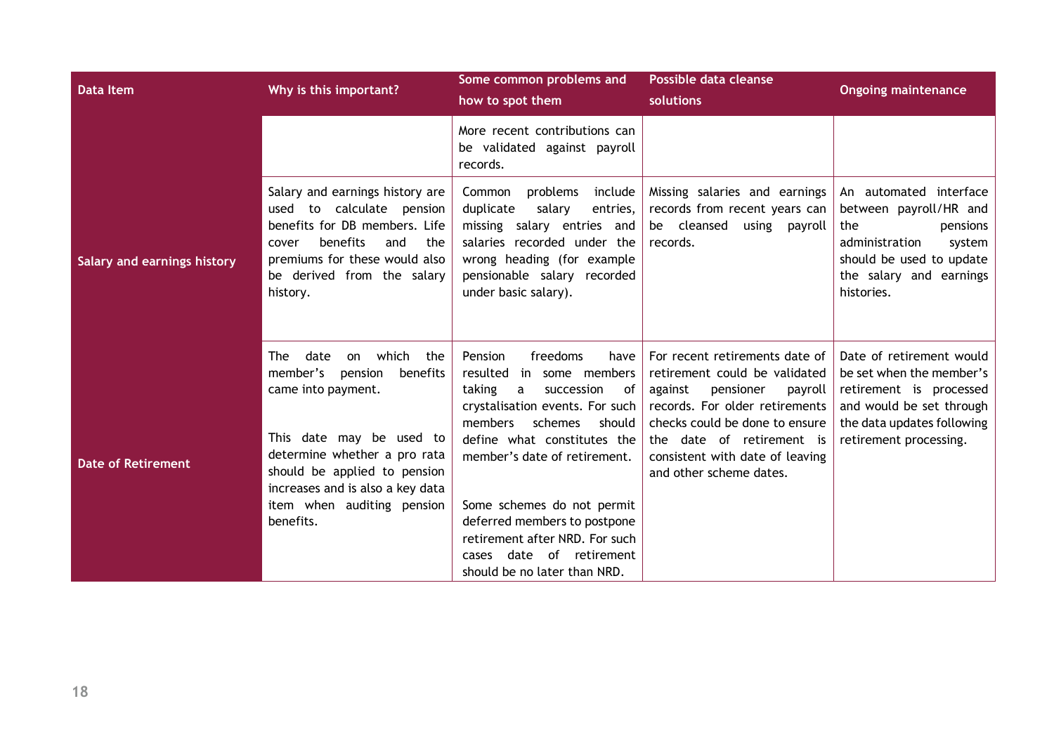| Data Item | Why is this important? | Some common problems and how to spot them | Possible data cleanse solutions | Ongoing maintenance |
|---|---|---|---|---|
| | | More recent contributions can be validated against payroll records. | | |
| Salary and earnings history | Salary and earnings history are used to calculate pension benefits for DB members. Life cover benefits and the premiums for these would also be derived from the salary history. | Common problems include duplicate salary entries, missing salary entries and salaries recorded under the wrong heading (for example pensionable salary recorded under basic salary). | Missing salaries and earnings records from recent years can be cleansed using payroll records. | An automated interface between payroll/HR and the pensions administration system should be used to update the salary and earnings histories. |
| Date of Retirement | The date on which the member's pension benefits came into payment.<br><br>This date may be used to determine whether a pro rata should be applied to pension increases and is also a key data item when auditing pension benefits. | Pension freedoms have resulted in some members taking a succession of crystalisation events. For such members schemes should define what constitutes the member's date of retirement.<br><br>Some schemes do not permit deferred members to postpone retirement after NRD. For such cases date of retirement should be no later than NRD. | For recent retirements date of retirement could be validated against pensioner payroll records. For older retirements checks could be done to ensure the date of retirement is consistent with date of leaving and other scheme dates. | Date of retirement would be set when the member's retirement is processed and would be set through the data updates following retirement processing. |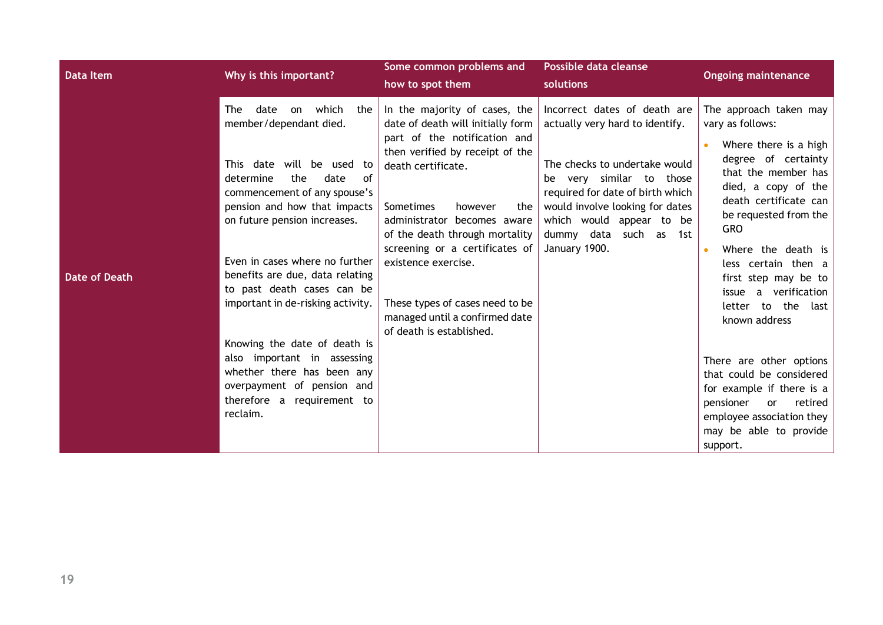| Data Item | Why is this important? | Some common problems and how to spot them | Possible data cleanse solutions | Ongoing maintenance |
| --- | --- | --- | --- | --- |
| Date of Death | The date on which the member/dependant died.<br><br>This date will be used to determine the date of commencement of any spouse's pension and how that impacts on future pension increases.<br><br>Even in cases where no further benefits are due, data relating to past death cases can be important in de-risking activity.<br><br>Knowing the date of death is also important in assessing whether there has been any overpayment of pension and therefore a requirement to reclaim. | In the majority of cases, the date of death will initially form part of the notification and then verified by receipt of the death certificate.<br><br>Sometimes however the administrator becomes aware of the death through mortality screening or a certificates of existence exercise.<br><br>These types of cases need to be managed until a confirmed date of death is established. | Incorrect dates of death are actually very hard to identify.<br><br>The checks to undertake would be very similar to those required for date of birth which would involve looking for dates which would appear to be dummy data such as 1st January 1900. | The approach taken may vary as follows:<br><br>• Where there is a high degree of certainty that the member has died, a copy of the death certificate can be requested from the GRO<br>• Where the death is less certain then a first step may be to issue a verification letter to the last known address<br><br>There are other options that could be considered for example if there is a pensioner or retired employee association they may be able to provide support. |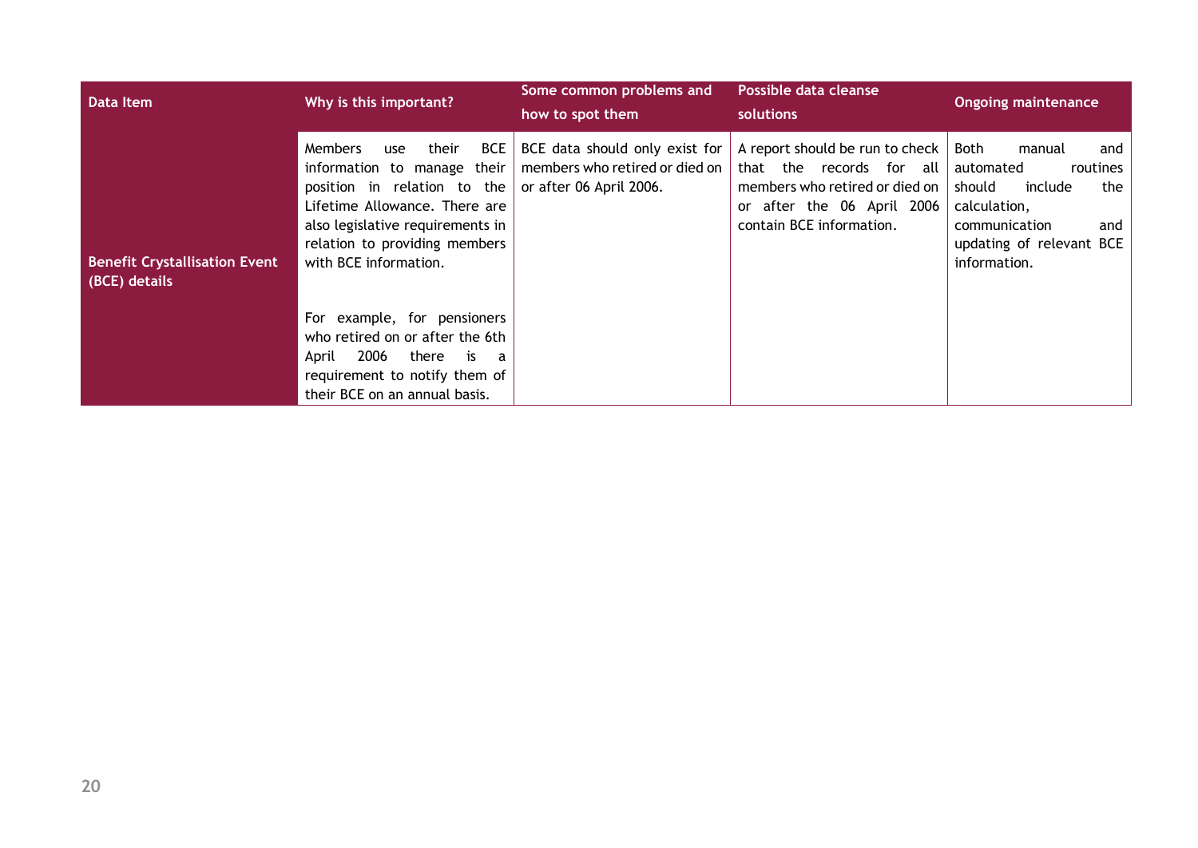| Data Item | Why is this important? | Some common problems and how to spot them | Possible data cleanse solutions | Ongoing maintenance |
|---|---|---|---|---|
| **Benefit Crystallisation Event (BCE) details** | Members use their BCE information to manage their position in relation to the Lifetime Allowance. There are also legislative requirements in relation to providing members with BCE information.<br><br>For example, for pensioners who retired on or after the 6th April 2006 there is a requirement to notify them of their BCE on an annual basis. | BCE data should only exist for members who retired or died on or after 06 April 2006. | A report should be run to check that the records for all members who retired or died on or after the 06 April 2006 contain BCE information. | Both manual and automated routines should include the calculation, communication and updating of relevant BCE information. |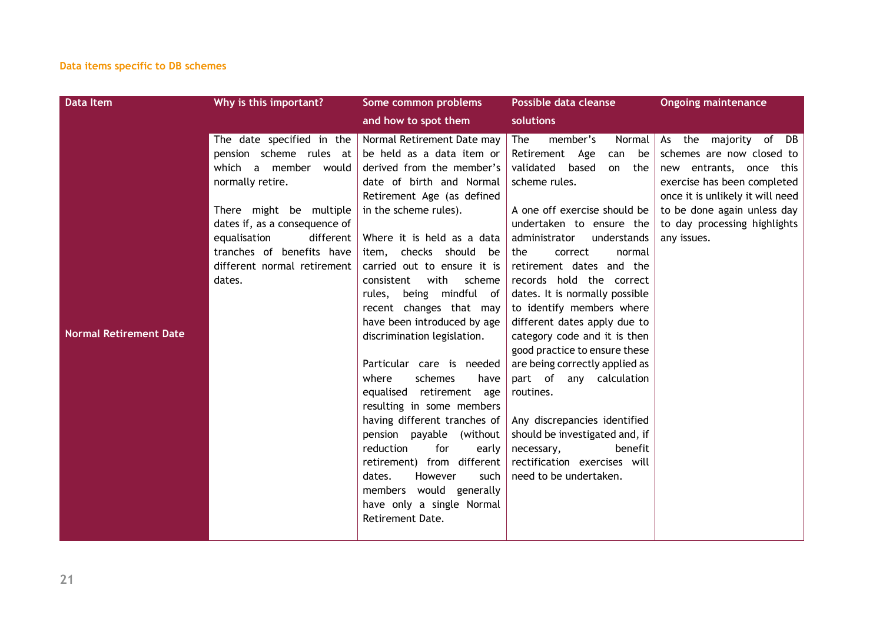### Data items specific to DB schemes

| Data Item | Why is this important? | Some common problems and how to spot them | Possible data cleanse solutions | Ongoing maintenance |
|---|---|---|---|---|
| **Normal Retirement Date** | The date specified in the pension scheme rules at which a member would normally retire.<br><br>There might be multiple dates if, as a consequence of equalisation different tranches of benefits have different normal retirement dates. | Normal Retirement Date may be held as a data item or derived from the member's date of birth and Normal Retirement Age (as defined in the scheme rules).<br><br>Where it is held as a data item, checks should be carried out to ensure it is consistent with scheme rules, being mindful of recent changes that may have been introduced by age discrimination legislation.<br><br>Particular care is needed where schemes have equalised retirement age resulting in some members having different tranches of pension payable (without reduction for early retirement) from different dates. However such members would generally have only a single Normal Retirement Date. | The member's Normal Retirement Age can be validated based on the scheme rules.<br><br>A one off exercise should be undertaken to ensure the administrator understands the correct normal retirement dates and the records hold the correct dates. It is normally possible to identify members where different dates apply due to category code and it is then good practice to ensure these are being correctly applied as part of any calculation routines.<br><br>Any discrepancies identified should be investigated and, if necessary, benefit rectification exercises will need to be undertaken. | As the majority of DB schemes are now closed to new entrants, once this exercise has been completed once it is unlikely it will need to be done again unless day to day processing highlights any issues. |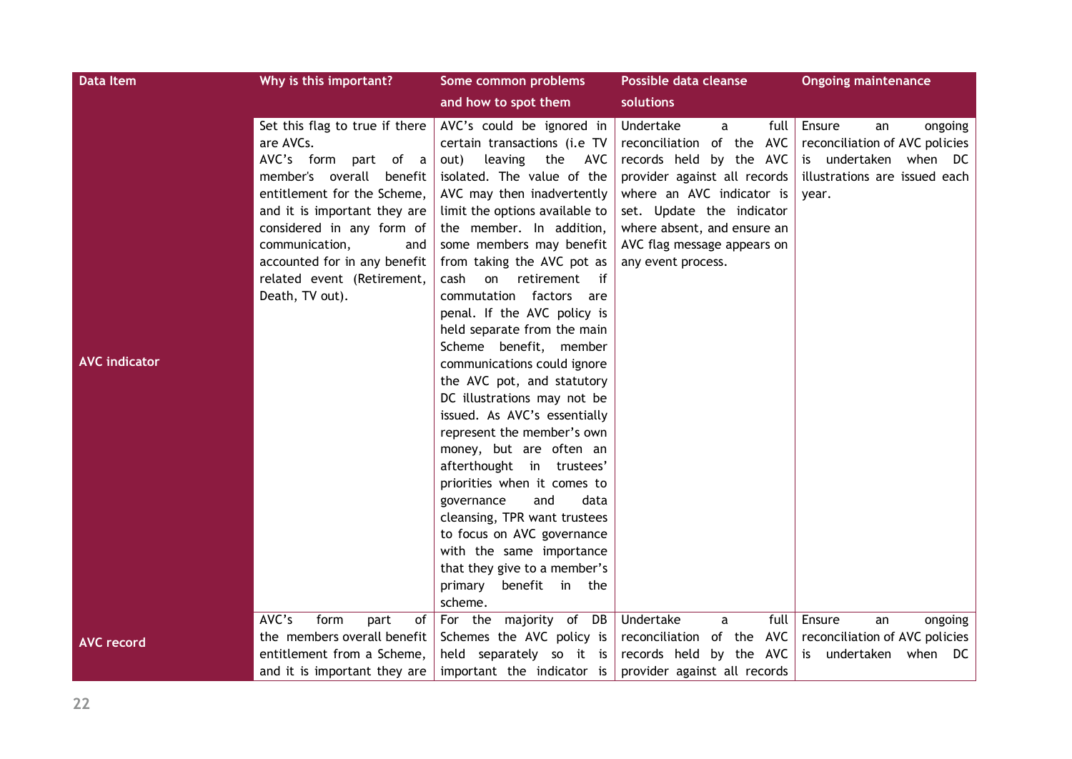| Data Item | Why is this important? | Some common problems and how to spot them | Possible data cleanse solutions | Ongoing maintenance |
|---|---|---|---|---|
| **AVC indicator** | Set this flag to true if there are AVCs. AVC's form part of a member's overall benefit entitlement for the Scheme, and it is important they are considered in any form of communication, and accounted for in any benefit related event (Retirement, Death, TV out). | AVC's could be ignored in certain transactions (i.e TV out) leaving the AVC isolated. The value of the AVC may then inadvertently limit the options available to the member. In addition, some members may benefit from taking the AVC pot as cash on retirement if commutation factors are penal. If the AVC policy is held separate from the main Scheme benefit, member communications could ignore the AVC pot, and statutory DC illustrations may not be issued. As AVC's essentially represent the member's own money, but are often an afterthought in trustees' priorities when it comes to governance and data cleansing, TPR want trustees to focus on AVC governance with the same importance that they give to a member's primary benefit in the scheme. | Undertake a full reconciliation of the AVC records held by the AVC provider against all records where an AVC indicator is set. Update the indicator where absent, and ensure an AVC flag message appears on any event process. | Ensure an ongoing reconciliation of AVC policies is undertaken when DC illustrations are issued each year. |
| **AVC record** | AVC's form part of the members overall benefit entitlement from a Scheme, and it is important they are | For the majority of DB Schemes the AVC policy is held separately so it is important the indicator is | Undertake a full reconciliation of the AVC records held by the AVC provider against all records | Ensure an ongoing reconciliation of AVC policies is undertaken when DC |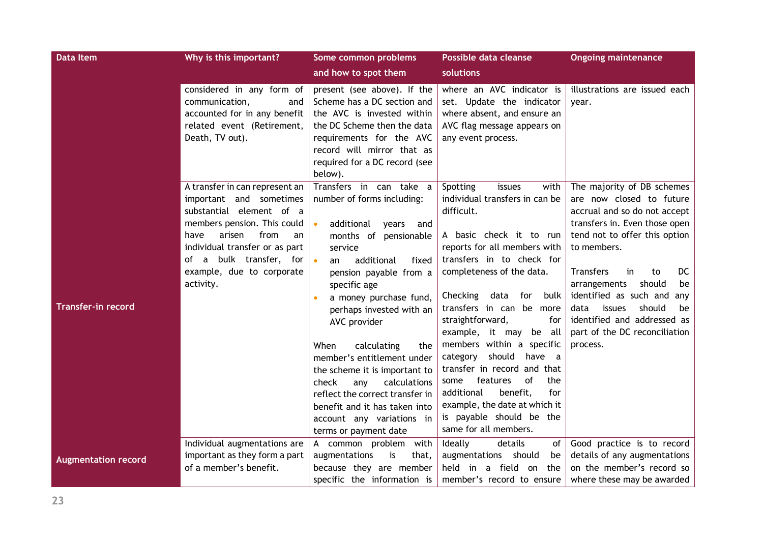| Data Item | Why is this important? | Some common problems and how to spot them | Possible data cleanse solutions | Ongoing maintenance |
|---|---|---|---|---|
| | considered in any form of communication, and accounted for in any benefit related event (Retirement, Death, TV out). | present (see above). If the Scheme has a DC section and the AVC is invested within the DC Scheme then the data requirements for the AVC record will mirror that as required for a DC record (see below). | where an AVC indicator is set. Update the indicator where absent, and ensure an AVC flag message appears on any event process. | illustrations are issued each year. |
| **Transfer-in record** | A transfer in can represent an important and sometimes substantial element of a members pension. This could have arisen from an individual transfer or as part of a bulk transfer, for example, due to corporate activity. | Transfers in can take a number of forms including:<br><br>• additional years and months of pensionable service<br>• an additional fixed pension payable from a specific age<br>• a money purchase fund, perhaps invested with an AVC provider<br><br>When calculating the member's entitlement under the scheme it is important to check any calculations reflect the correct transfer in benefit and it has taken into account any variations in terms or payment date | Spotting issues with individual transfers in can be difficult.<br><br>A basic check it to run reports for all members with transfers in to check for completeness of the data.<br><br>Checking data for bulk transfers in can be more straightforward, for example, it may be all members within a specific category should have a transfer in record and that some features of the additional benefit, for example, the date at which it is payable should be the same for all members. | The majority of DB schemes are now closed to future accrual and so do not accept transfers in. Even those open tend not to offer this option to members.<br><br>Transfers in to DC arrangements should be identified as such and any data issues should be identified and addressed as part of the DC reconciliation process. |
| **Augmentation record** | Individual augmentations are important as they form a part of a member's benefit. | A common problem with augmentations is that, because they are member specific the information is | Ideally details of augmentations should be held in a field on the member's record to ensure | Good practice is to record details of any augmentations on the member's record so where these may be awarded |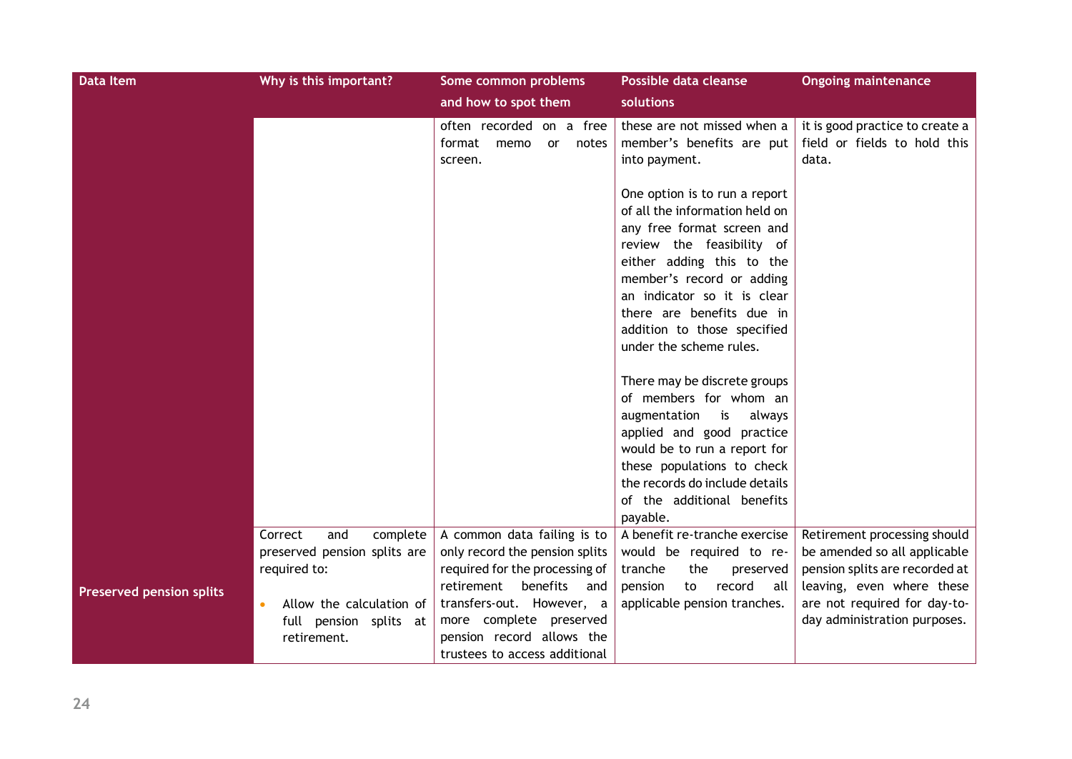| Data Item | Why is this important? | Some common problems and how to spot them | Possible data cleanse solutions | Ongoing maintenance |
|---|---|---|---|---|
| | | often recorded on a free format memo or notes screen. | these are not missed when a member's benefits are put into payment.<br><br>One option is to run a report of all the information held on any free format screen and review the feasibility of either adding this to the member's record or adding an indicator so it is clear there are benefits due in addition to those specified under the scheme rules.<br><br>There may be discrete groups of members for whom an augmentation is always applied and good practice would be to run a report for these populations to check the records do include details of the additional benefits payable. | it is good practice to create a field or fields to hold this data. |
| **Preserved pension splits** | Correct and complete preserved pension splits are required to:<br><br>• Allow the calculation of full pension splits at retirement. | A common data failing is to only record the pension splits required for the processing of retirement benefits and transfers-out. However, a more complete preserved pension record allows the trustees to access additional | A benefit re-tranche exercise would be required to re-tranche the preserved pension to record all applicable pension tranches. | Retirement processing should be amended so all applicable pension splits are recorded at leaving, even where these are not required for day-to-day administration purposes. |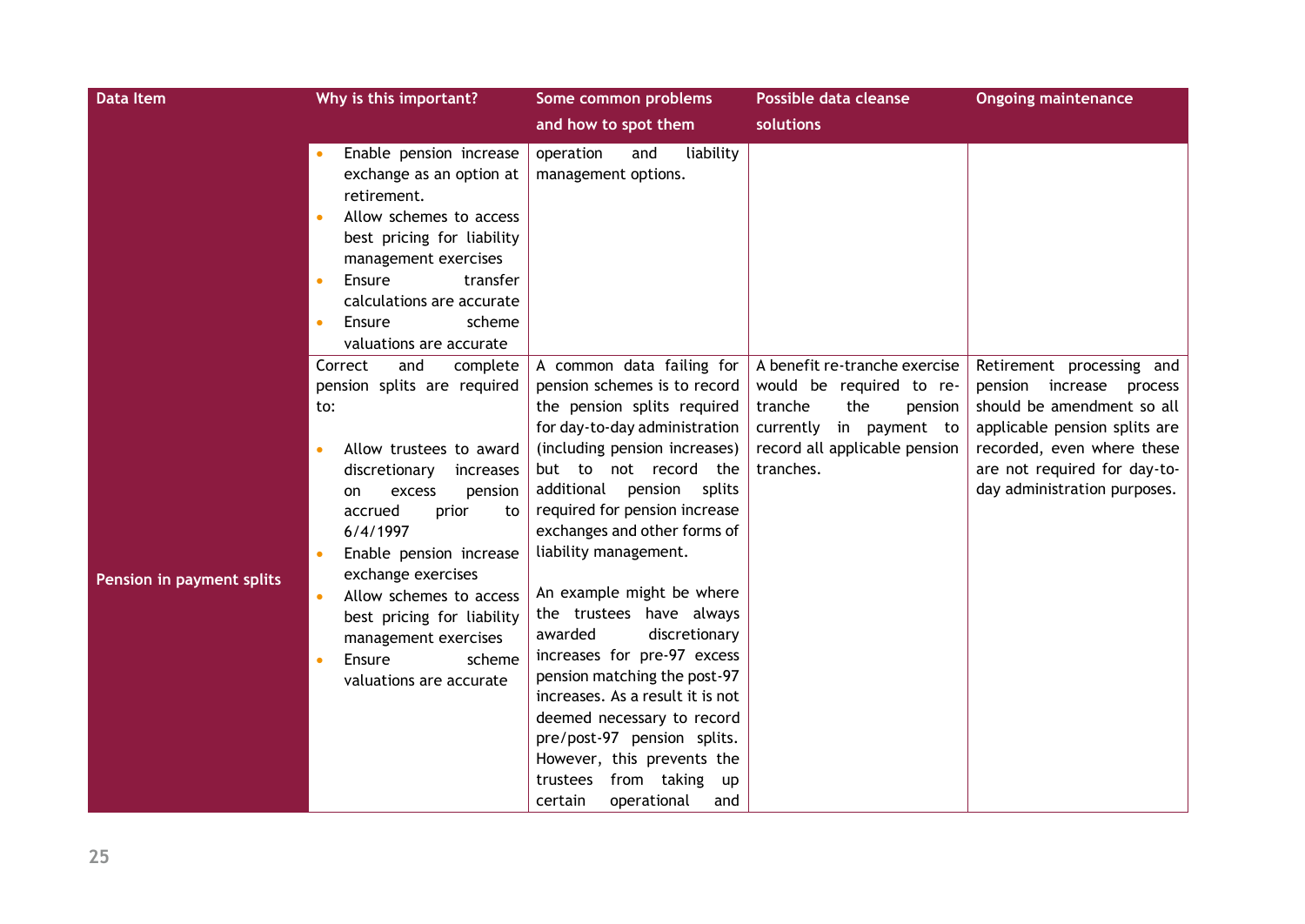| Data Item | Why is this important? | Some common problems and how to spot them | Possible data cleanse solutions | Ongoing maintenance |
|---|---|---|---|---|
| | • Enable pension increase exchange as an option at retirement.<br>• Allow schemes to access best pricing for liability management exercises<br>• Ensure transfer calculations are accurate<br>• Ensure scheme valuations are accurate | operation and liability management options. | | |
| **Pension in payment splits** | Correct and complete pension splits are required to:<br><br>• Allow trustees to award discretionary increases on excess pension accrued prior to 6/4/1997<br>• Enable pension increase exchange exercises<br>• Allow schemes to access best pricing for liability management exercises<br>• Ensure scheme valuations are accurate | A common data failing for pension schemes is to record the pension splits required for day-to-day administration (including pension increases) but to not record the additional pension splits required for pension increase exchanges and other forms of liability management.<br><br>An example might be where the trustees have always awarded discretionary increases for pre-97 excess pension matching the post-97 increases. As a result it is not deemed necessary to record pre/post-97 pension splits. However, this prevents the trustees from taking up certain operational and | A benefit re-tranche exercise would be required to re-tranche the pension currently in payment to record all applicable pension tranches. | Retirement processing and pension increase process should be amendment so all applicable pension splits are recorded, even where these are not required for day-to-day administration purposes. |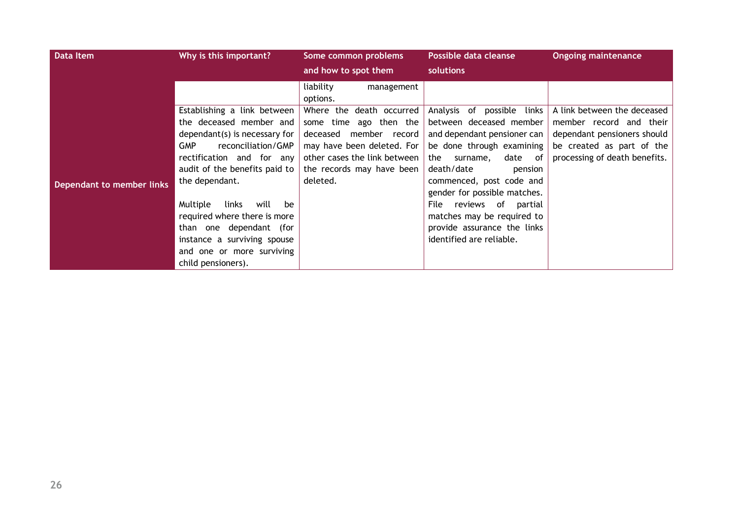| Data Item | Why is this important? | Some common problems and how to spot them | Possible data cleanse solutions | Ongoing maintenance |
|---|---|---|---|---|
| | | liability management options. | | |
| Dependant to member links | Establishing a link between the deceased member and dependant(s) is necessary for GMP reconciliation/GMP rectification and for any audit of the benefits paid to the dependant.<br><br>Multiple links will be required where there is more than one dependant (for instance a surviving spouse and one or more surviving child pensioners). | Where the death occurred some time ago then the deceased member record may have been deleted. For other cases the link between the records may have been deleted. | Analysis of possible links between deceased member and dependant pensioner can be done through examining the surname, date of death/date pension commenced, post code and gender for possible matches. File reviews of partial matches may be required to provide assurance the links identified are reliable. | A link between the deceased member record and their dependant pensioners should be created as part of the processing of death benefits. |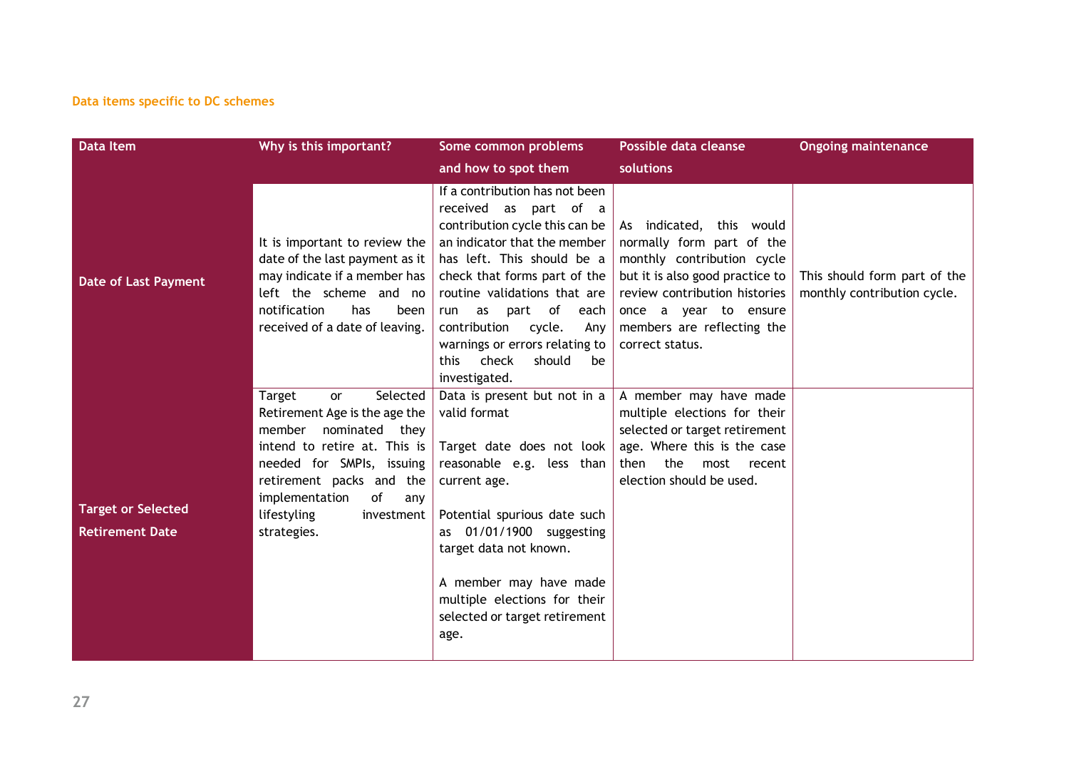#### Data items specific to DC schemes

| Data Item | Why is this important? | Some common problems and how to spot them | Possible data cleanse solutions | Ongoing maintenance |
|---|---|---|---|---|
| **Date of Last Payment** | It is important to review the date of the last payment as it may indicate if a member has left the scheme and no notification has been received of a date of leaving. | If a contribution has not been received as part of a contribution cycle this can be an indicator that the member has left. This should be a check that forms part of the routine validations that are run as part of each contribution cycle. Any warnings or errors relating to this check should be investigated. | As indicated, this would normally form part of the monthly contribution cycle but it is also good practice to review contribution histories once a year to ensure members are reflecting the correct status. | This should form part of the monthly contribution cycle. |
| **Target or Selected Retirement Date** | Target or Selected Retirement Age is the age the member nominated they intend to retire at. This is needed for SMPIs, issuing retirement packs and the implementation of any lifestyling investment strategies. | Data is present but not in a valid format<br><br>Target date does not look reasonable e.g. less than current age.<br><br>Potential spurious date such as 01/01/1900 suggesting target data not known.<br><br>A member may have made multiple elections for their selected or target retirement age. | A member may have made multiple elections for their selected or target retirement age. Where this is the case then the most recent election should be used. | |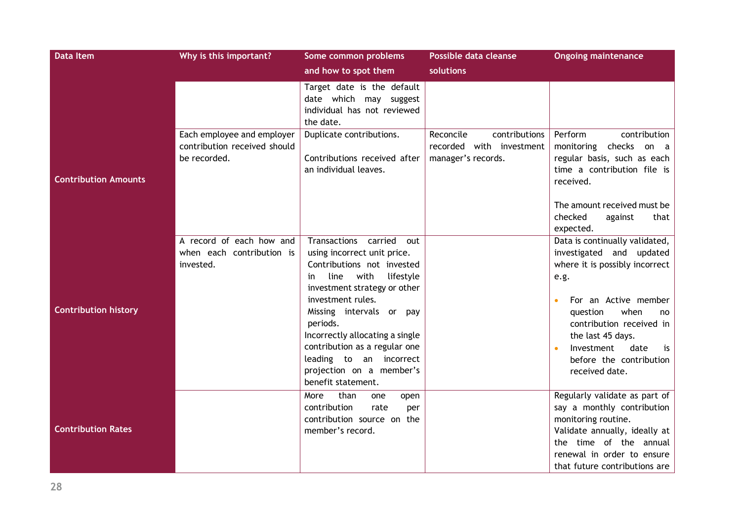| Data Item | Why is this important? | Some common problems and how to spot them | Possible data cleanse solutions | Ongoing maintenance |
|---|---|---|---|---|
| | | Target date is the default date which may suggest individual has not reviewed the date. | | |
| **Contribution Amounts** | Each employee and employer contribution received should be recorded. | Duplicate contributions.<br><br>Contributions received after an individual leaves. | Reconcile contributions recorded with investment manager's records. | Perform contribution monitoring checks on a regular basis, such as each time a contribution file is received.<br><br>The amount received must be checked against that expected. |
| **Contribution history** | A record of each how and when each contribution is invested. | Transactions carried out using incorrect unit price.<br>Contributions not invested in line with lifestyle investment strategy or other investment rules.<br>Missing intervals or pay periods.<br>Incorrectly allocating a single contribution as a regular one leading to an incorrect projection on a member's benefit statement. | | Data is continually validated, investigated and updated where it is possibly incorrect e.g.<br><br>• For an Active member question when no contribution received in the last 45 days.<br>• Investment date is before the contribution received date. |
| **Contribution Rates** | | More than one open contribution rate per contribution source on the member's record. | | Regularly validate as part of say a monthly contribution monitoring routine.<br>Validate annually, ideally at the time of the annual renewal in order to ensure that future contributions are |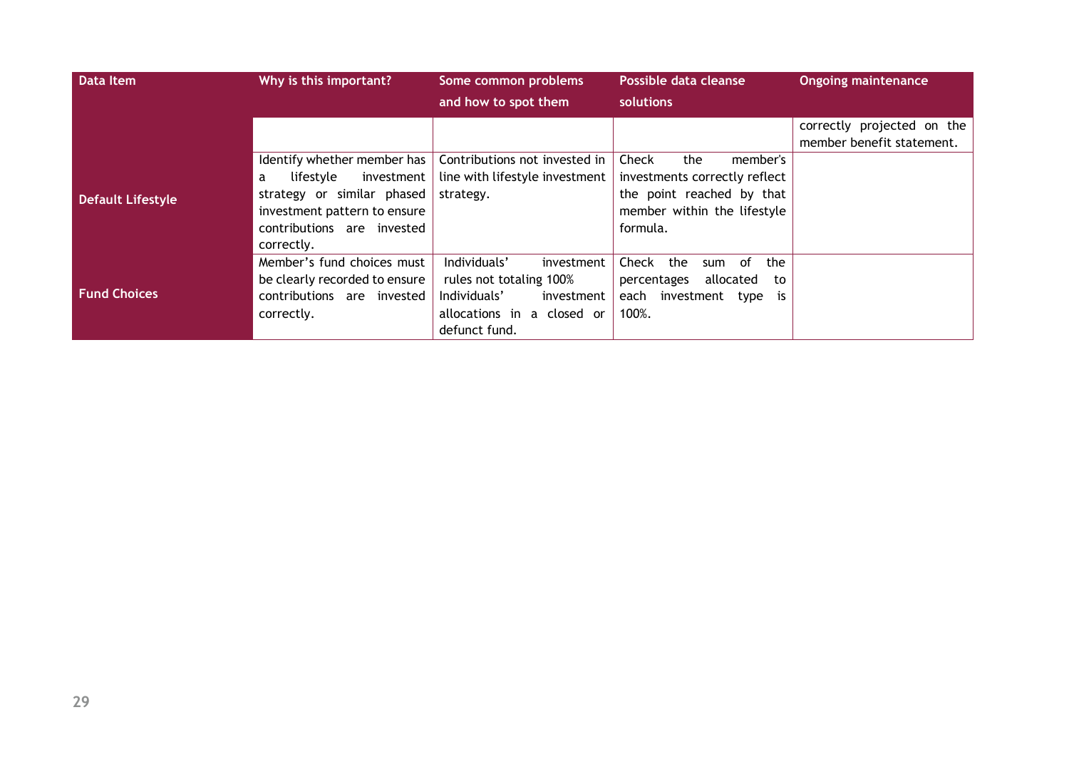| Data Item | Why is this important? | Some common problems and how to spot them | Possible data cleanse solutions | Ongoing maintenance |
|---|---|---|---|---|
| | | | | correctly projected on the member benefit statement. |
| Default Lifestyle | Identify whether member has a lifestyle investment strategy or similar phased investment pattern to ensure contributions are invested correctly. | Contributions not invested in line with lifestyle investment strategy. | Check the member's investments correctly reflect the point reached by that member within the lifestyle formula. | |
| Fund Choices | Member's fund choices must be clearly recorded to ensure contributions are invested correctly. | Individuals' investment rules not totaling 100% Individuals' investment allocations in a closed or defunct fund. | Check the sum of the percentages allocated to each investment type is 100%. | |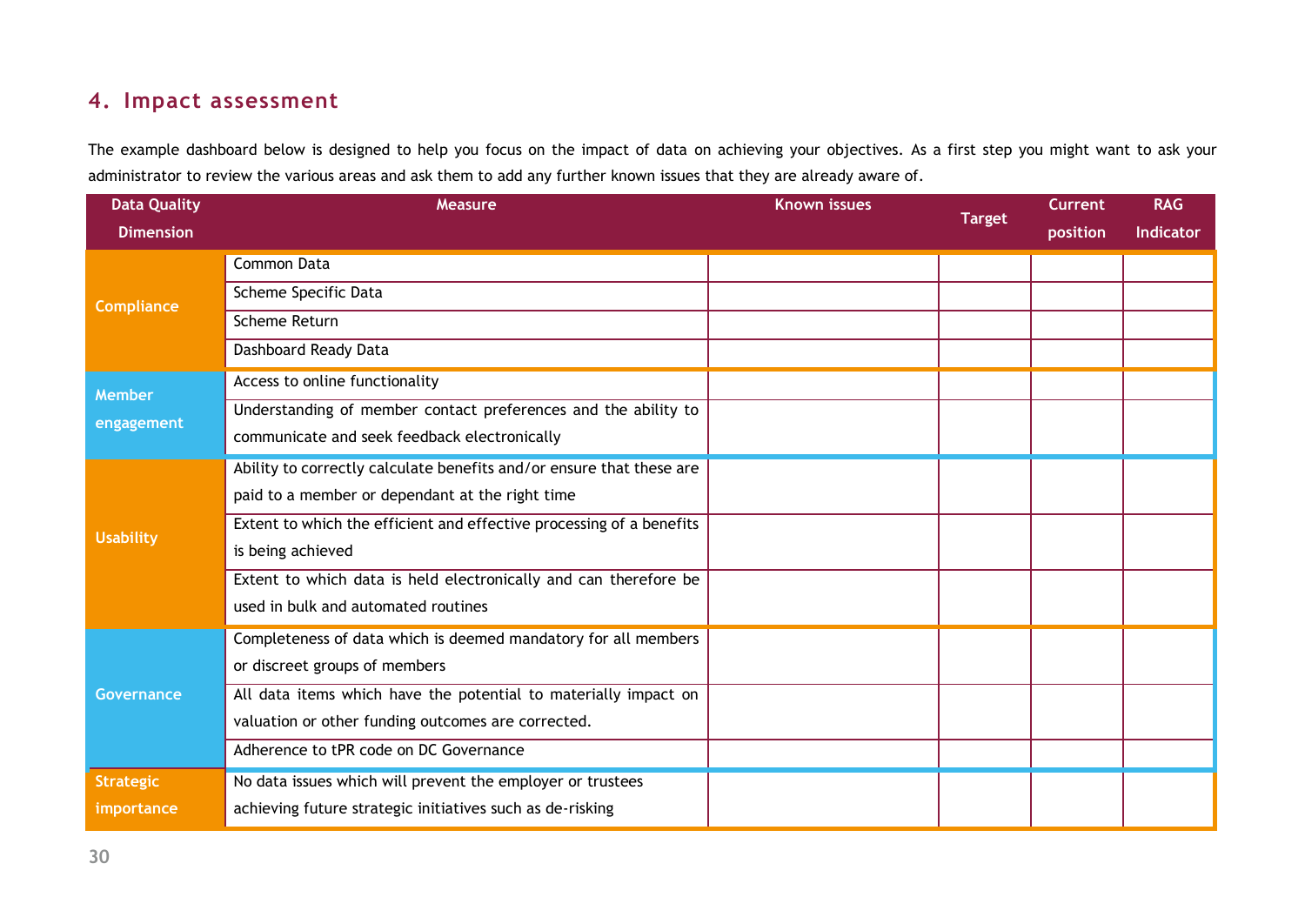## 4. Impact assessment

The example dashboard below is designed to help you focus on the impact of data on achieving your objectives. As a first step you might want to ask your administrator to review the various areas and ask them to add any further known issues that they are already aware of.

| Data Quality Dimension | Measure | Known issues | Target | Current position | RAG Indicator |
|---|---|---|---|---|---|
| Compliance | Common Data | | | | |
| | Scheme Specific Data | | | | |
| | Scheme Return | | | | |
| | Dashboard Ready Data | | | | |
| Member engagement | Access to online functionality | | | | |
| | Understanding of member contact preferences and the ability to communicate and seek feedback electronically | | | | |
| Usability | Ability to correctly calculate benefits and/or ensure that these are paid to a member or dependant at the right time | | | | |
| | Extent to which the efficient and effective processing of a benefits is being achieved | | | | |
| | Extent to which data is held electronically and can therefore be used in bulk and automated routines | | | | |
| Governance | Completeness of data which is deemed mandatory for all members or discreet groups of members | | | | |
| | All data items which have the potential to materially impact on valuation or other funding outcomes are corrected. | | | | |
| | Adherence to tPR code on DC Governance | | | | |
| Strategic importance | No data issues which will prevent the employer or trustees achieving future strategic initiatives such as de-risking | | | | |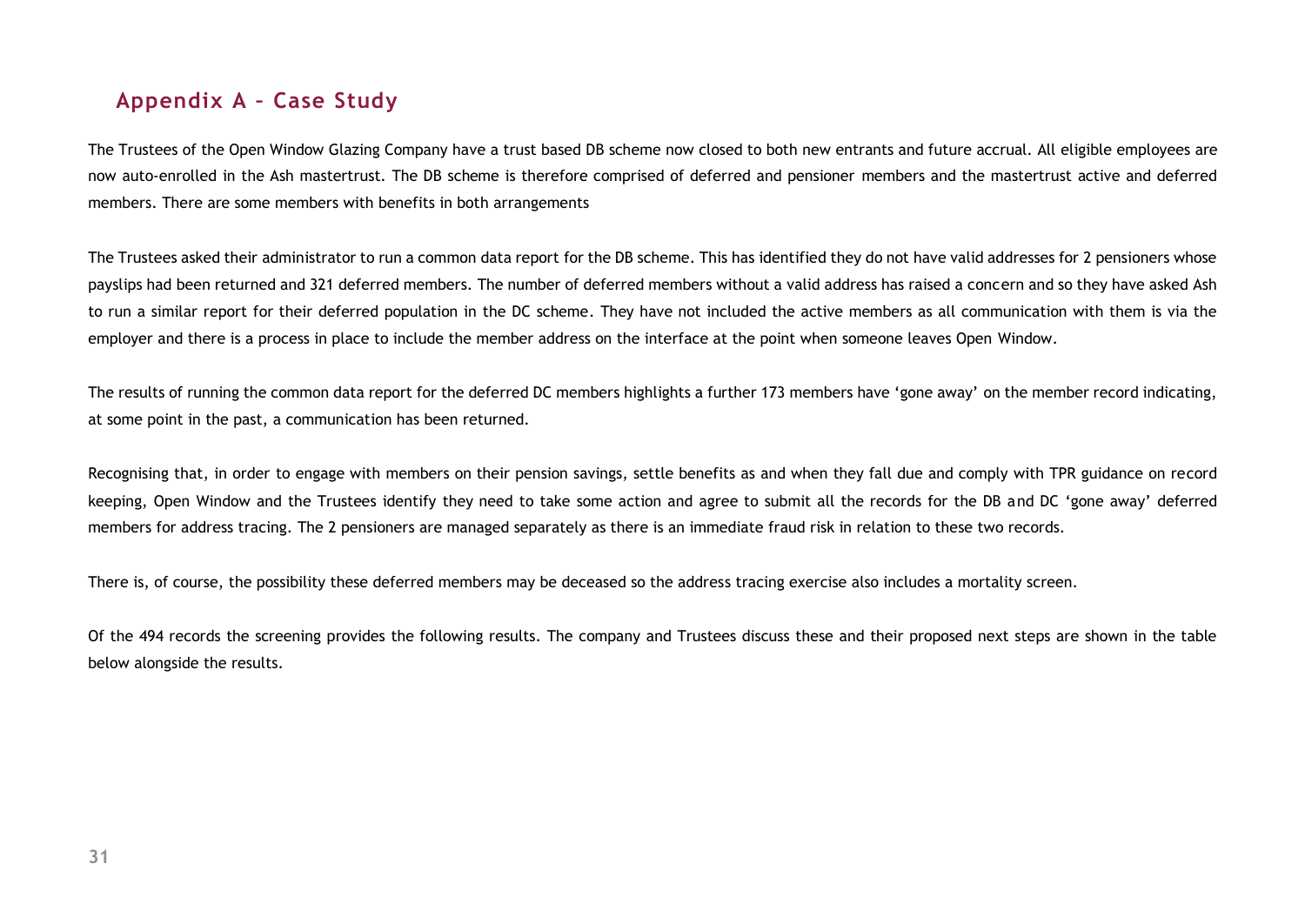## Appendix A – Case Study

The Trustees of the Open Window Glazing Company have a trust based DB scheme now closed to both new entrants and future accrual. All eligible employees are now auto-enrolled in the Ash mastertrust. The DB scheme is therefore comprised of deferred and pensioner members and the mastertrust active and deferred members. There are some members with benefits in both arrangements

The Trustees asked their administrator to run a common data report for the DB scheme. This has identified they do not have valid addresses for 2 pensioners whose payslips had been returned and 321 deferred members. The number of deferred members without a valid address has raised a concern and so they have asked Ash to run a similar report for their deferred population in the DC scheme. They have not included the active members as all communication with them is via the employer and there is a process in place to include the member address on the interface at the point when someone leaves Open Window.

The results of running the common data report for the deferred DC members highlights a further 173 members have 'gone away' on the member record indicating, at some point in the past, a communication has been returned.

Recognising that, in order to engage with members on their pension savings, settle benefits as and when they fall due and comply with TPR guidance on record keeping, Open Window and the Trustees identify they need to take some action and agree to submit all the records for the DB and DC 'gone away' deferred members for address tracing. The 2 pensioners are managed separately as there is an immediate fraud risk in relation to these two records.

There is, of course, the possibility these deferred members may be deceased so the address tracing exercise also includes a mortality screen.

Of the 494 records the screening provides the following results. The company and Trustees discuss these and their proposed next steps are shown in the table below alongside the results.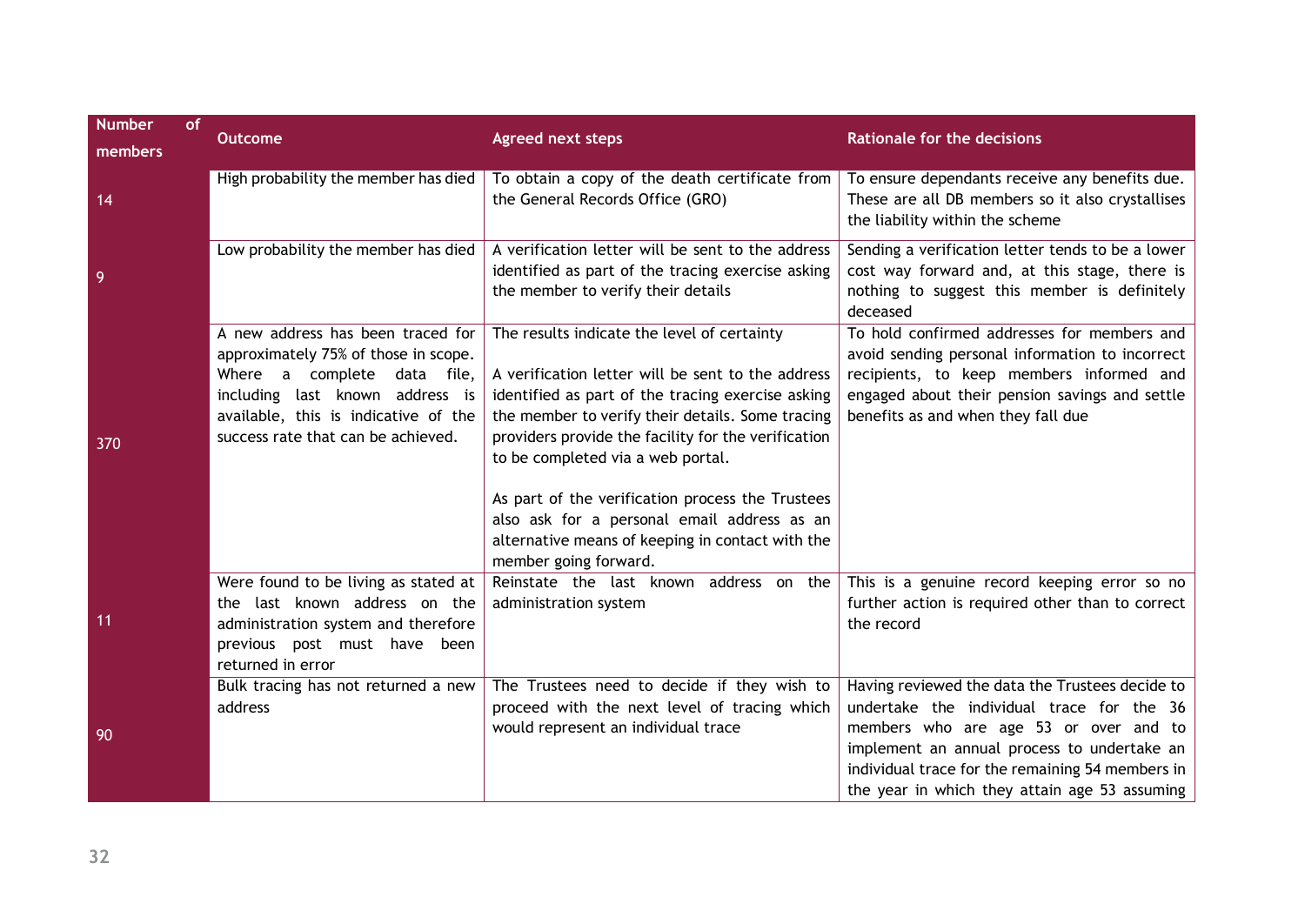| Number of members | Outcome | Agreed next steps | Rationale for the decisions |
|---|---|---|---|
| 14 | High probability the member has died | To obtain a copy of the death certificate from the General Records Office (GRO) | To ensure dependants receive any benefits due. These are all DB members so it also crystallises the liability within the scheme |
| 9 | Low probability the member has died | A verification letter will be sent to the address identified as part of the tracing exercise asking the member to verify their details | Sending a verification letter tends to be a lower cost way forward and, at this stage, there is nothing to suggest this member is definitely deceased |
| 370 | A new address has been traced for approximately 75% of those in scope. Where a complete data file, including last known address is available, this is indicative of the success rate that can be achieved. | The results indicate the level of certainty<br><br>A verification letter will be sent to the address identified as part of the tracing exercise asking the member to verify their details. Some tracing providers provide the facility for the verification to be completed via a web portal.<br><br>As part of the verification process the Trustees also ask for a personal email address as an alternative means of keeping in contact with the member going forward. | To hold confirmed addresses for members and avoid sending personal information to incorrect recipients, to keep members informed and engaged about their pension savings and settle benefits as and when they fall due |
| 11 | Were found to be living as stated at the last known address on the administration system and therefore previous post must have been returned in error | Reinstate the last known address on the administration system | This is a genuine record keeping error so no further action is required other than to correct the record |
| 90 | Bulk tracing has not returned a new address | The Trustees need to decide if they wish to proceed with the next level of tracing which would represent an individual trace | Having reviewed the data the Trustees decide to undertake the individual trace for the 36 members who are age 53 or over and to implement an annual process to undertake an individual trace for the remaining 54 members in the year in which they attain age 53 assuming |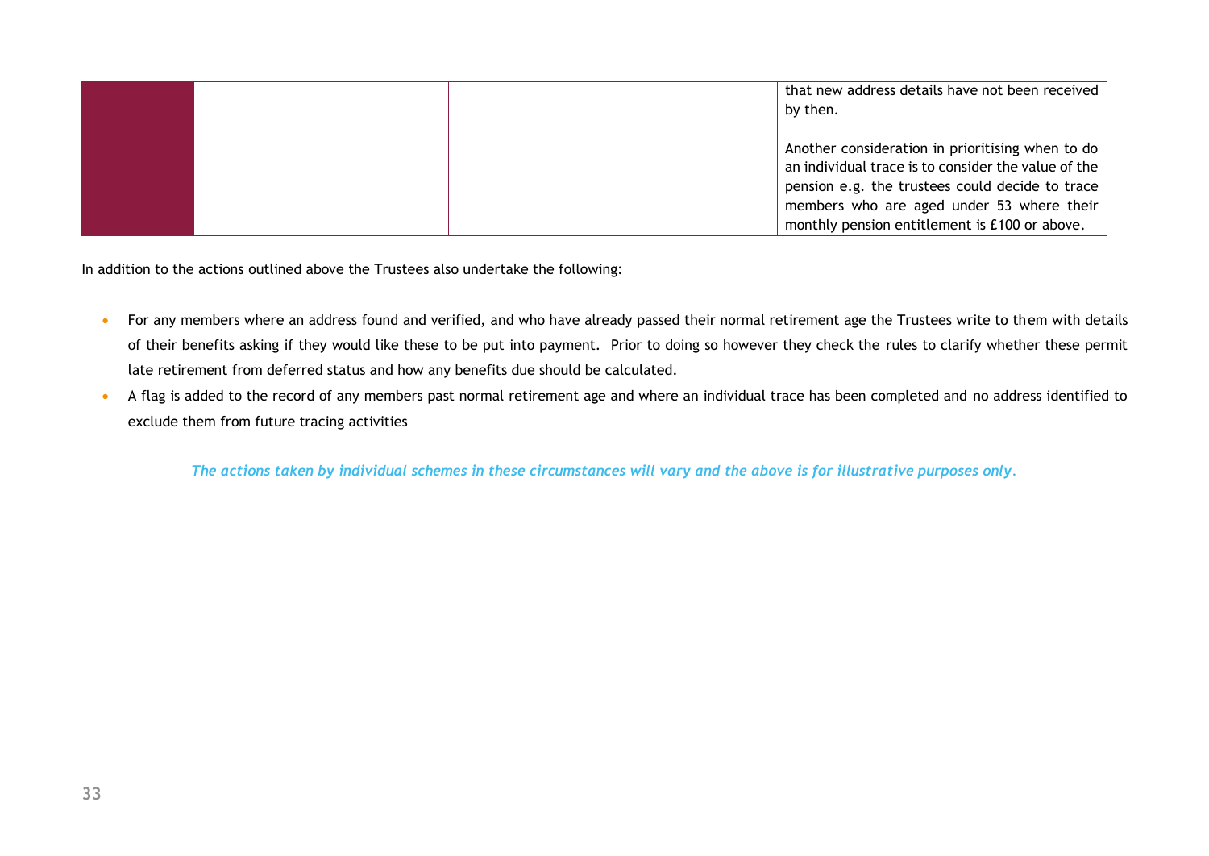|  |  |  | that new address details have not been received by then.<br><br>Another consideration in prioritising when to do an individual trace is to consider the value of the pension e.g. the trustees could decide to trace members who are aged under 53 where their monthly pension entitlement is £100 or above. |
|---|---|---|---|

In addition to the actions outlined above the Trustees also undertake the following:

- For any members where an address found and verified, and who have already passed their normal retirement age the Trustees write to them with details of their benefits asking if they would like these to be put into payment. Prior to doing so however they check the rules to clarify whether these permit late retirement from deferred status and how any benefits due should be calculated.
- A flag is added to the record of any members past normal retirement age and where an individual trace has been completed and no address identified to exclude them from future tracing activities

***The actions taken by individual schemes in these circumstances will vary and the above is for illustrative purposes only.***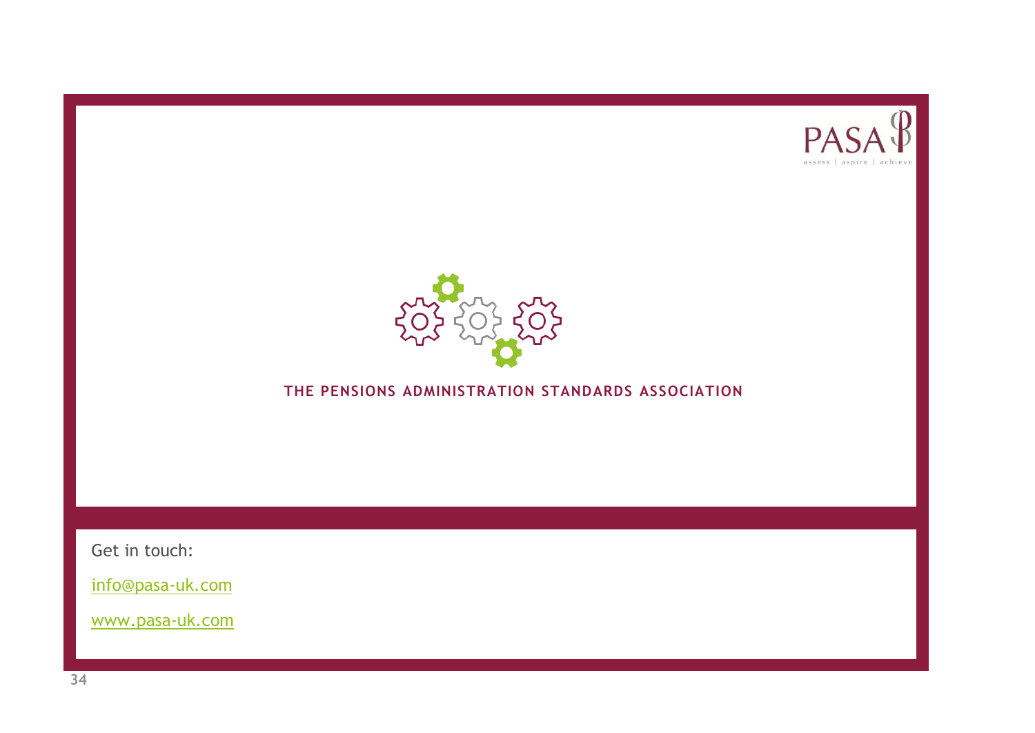PASA

assess | aspire | achieve

**THE PENSIONS ADMINISTRATION STANDARDS ASSOCIATION**

Get in touch:

info@pasa-uk.com

www.pasa-uk.com